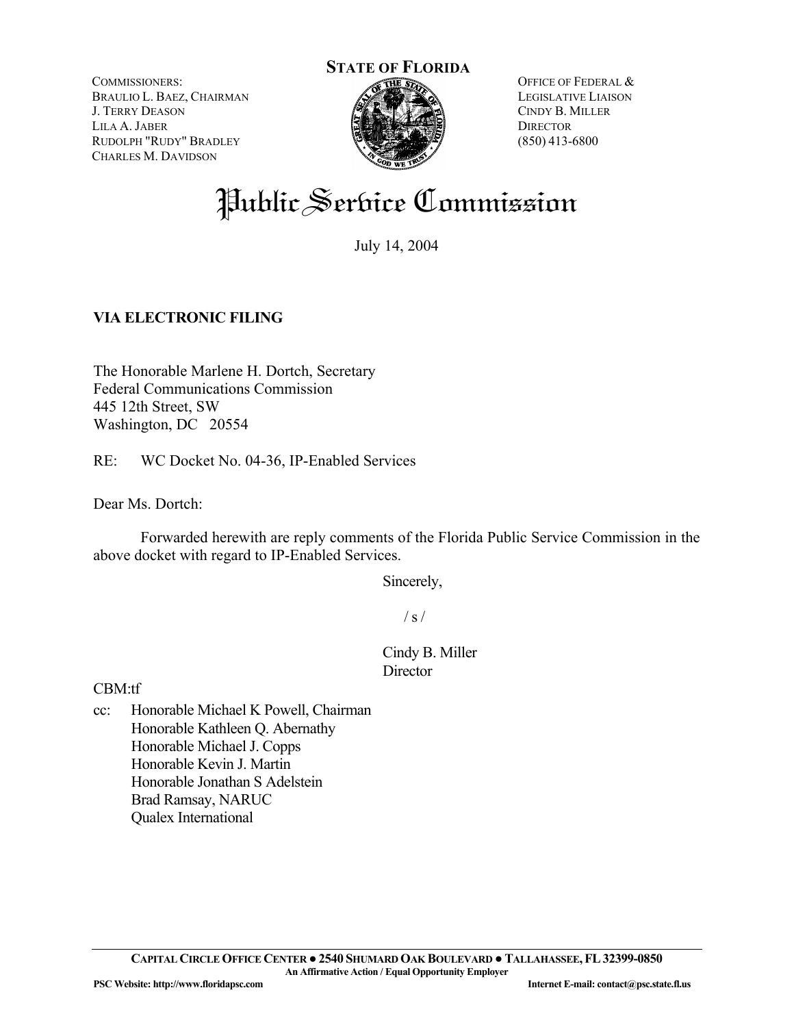**STATE OF FLORIDA**

COMMISSIONERS:
BRAULIO L. BAEZ, CHAIRMAN
J. TERRY DEASON
LILA A. JABER
RUDOLPH "RUDY" BRADLEY
CHARLES M. DAVIDSON

OFFICE OF FEDERAL &
LEGISLATIVE LIAISON
CINDY B. MILLER
DIRECTOR
(850) 413-6800

# Public Service Commission

July 14, 2004

**VIA ELECTRONIC FILING**

The Honorable Marlene H. Dortch, Secretary
Federal Communications Commission
445 12th Street, SW
Washington, DC 20554

RE: WC Docket No. 04-36, IP-Enabled Services

Dear Ms. Dortch:

Forwarded herewith are reply comments of the Florida Public Service Commission in the above docket with regard to IP-Enabled Services.

Sincerely,

/ s /

Cindy B. Miller
Director

CBM:tf

cc: Honorable Michael K Powell, Chairman
Honorable Kathleen Q. Abernathy
Honorable Michael J. Copps
Honorable Kevin J. Martin
Honorable Jonathan S Adelstein
Brad Ramsay, NARUC
Qualex International

CAPITAL CIRCLE OFFICE CENTER ● 2540 SHUMARD OAK BOULEVARD ● TALLAHASSEE, FL 32399-0850
An Affirmative Action / Equal Opportunity Employer
PSC Website: http://www.floridapsc.com Internet E-mail: contact@psc.state.fl.us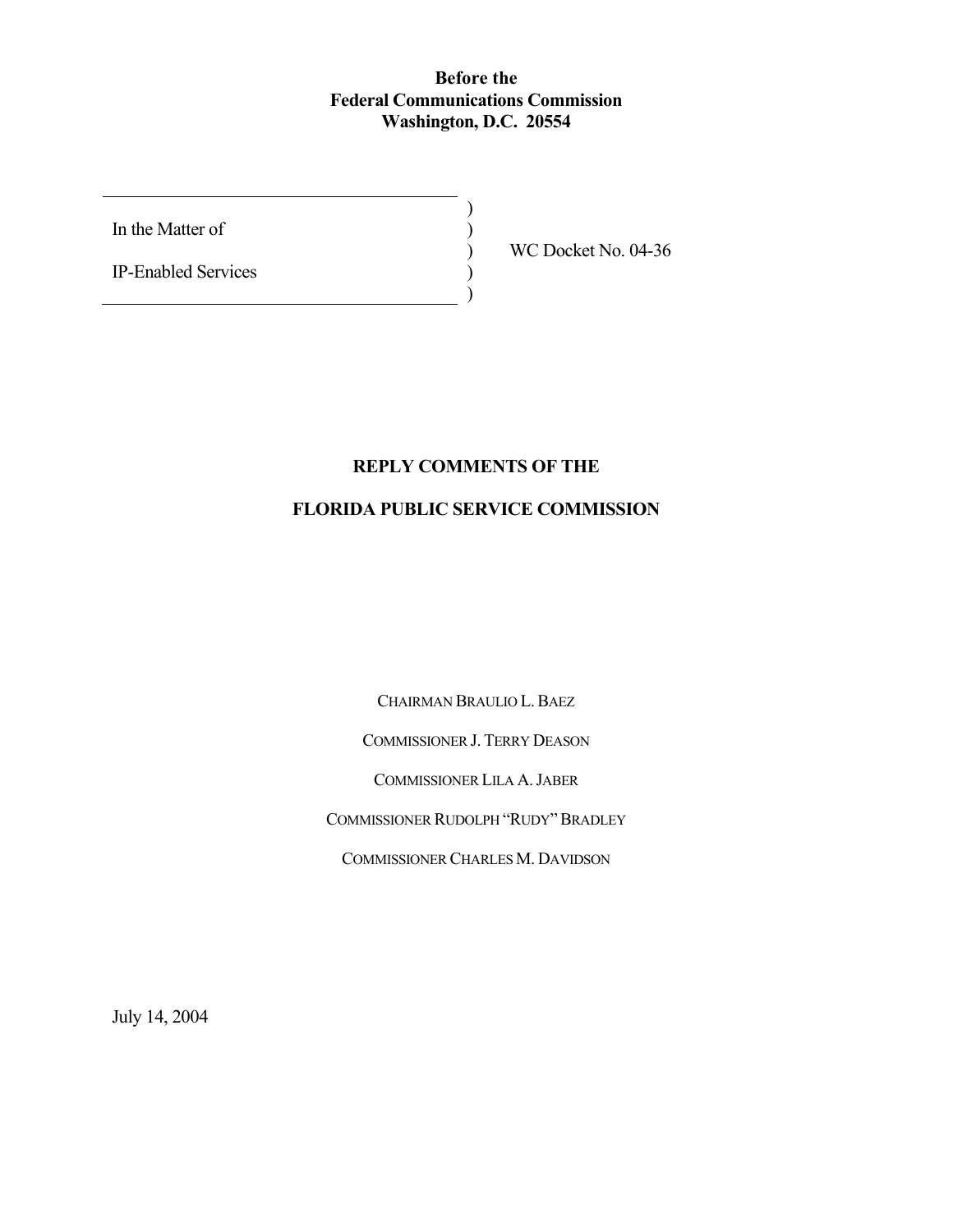**Before the**
**Federal Communications Commission**
**Washington, D.C. 20554**

| | | |
|---|---|---|
| In the Matter of | ) | |
| | ) | WC Docket No. 04-36 |
| IP-Enabled Services | ) | |

## REPLY COMMENTS OF THE

## FLORIDA PUBLIC SERVICE COMMISSION

CHAIRMAN BRAULIO L. BAEZ

COMMISSIONER J. TERRY DEASON

COMMISSIONER LILA A. JABER

COMMISSIONER RUDOLPH "RUDY" BRADLEY

COMMISSIONER CHARLES M. DAVIDSON

July 14, 2004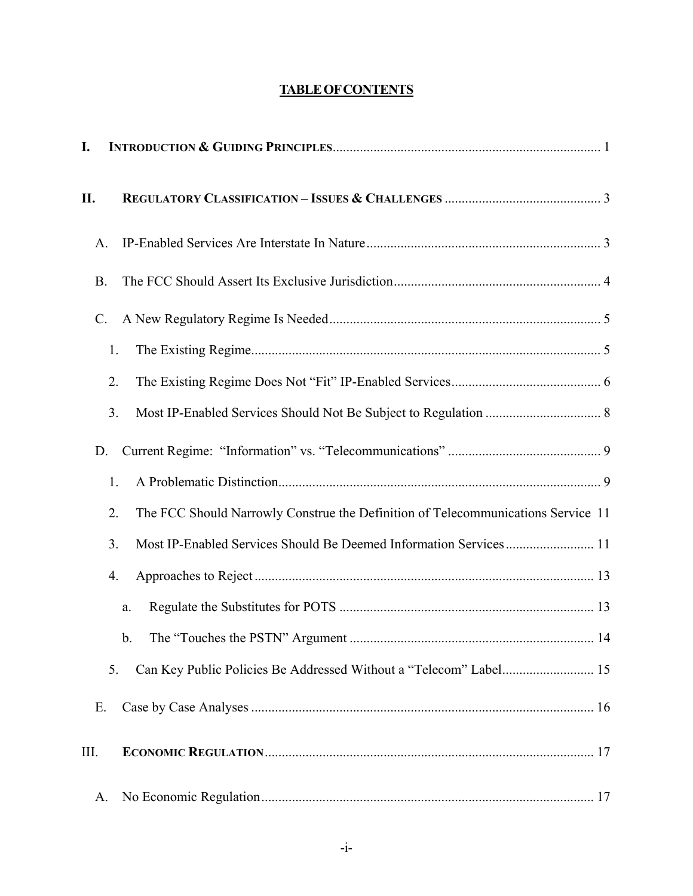# TABLE OF CONTENTS

I. INTRODUCTION & GUIDING PRINCIPLES ........ 1

II. REGULATORY CLASSIFICATION – ISSUES & CHALLENGES ........ 3

- A. IP-Enabled Services Are Interstate In Nature ........ 3
- B. The FCC Should Assert Its Exclusive Jurisdiction ........ 4
- C. A New Regulatory Regime Is Needed ........ 5
  - 1. The Existing Regime ........ 5
  - 2. The Existing Regime Does Not "Fit" IP-Enabled Services ........ 6
  - 3. Most IP-Enabled Services Should Not Be Subject to Regulation ........ 8
- D. Current Regime: "Information" vs. "Telecommunications" ........ 9
  - 1. A Problematic Distinction ........ 9
  - 2. The FCC Should Narrowly Construe the Definition of Telecommunications Service 11
  - 3. Most IP-Enabled Services Should Be Deemed Information Services ........ 11
  - 4. Approaches to Reject ........ 13
    - a. Regulate the Substitutes for POTS ........ 13
    - b. The "Touches the PSTN" Argument ........ 14
  - 5. Can Key Public Policies Be Addressed Without a "Telecom" Label ........ 15
- E. Case by Case Analyses ........ 16

III. ECONOMIC REGULATION ........ 17

- A. No Economic Regulation ........ 17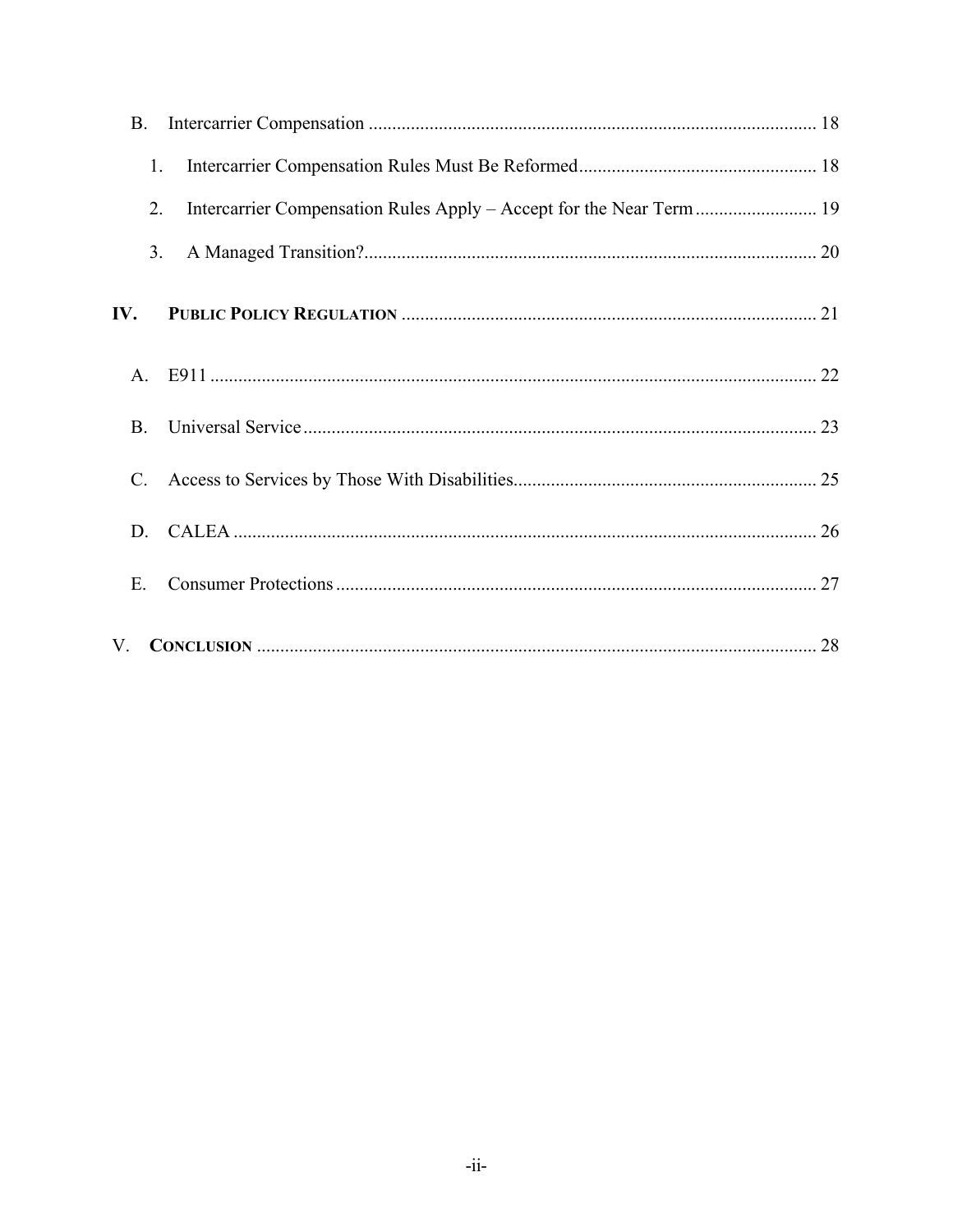B. Intercarrier Compensation ............................................................................................... 18

1. Intercarrier Compensation Rules Must Be Reformed.................................................. 18

2. Intercarrier Compensation Rules Apply – Accept for the Near Term .......................... 19

3. A Managed Transition?............................................................................................... 20

**IV. PUBLIC POLICY REGULATION** ........................................................................................ 21

A. E911 ................................................................................................................................ 22

B. Universal Service ............................................................................................................ 23

C. Access to Services by Those With Disabilities................................................................ 25

D. CALEA ............................................................................................................................ 26

E. Consumer Protections ...................................................................................................... 27

**V. CONCLUSION** ....................................................................................................................... 28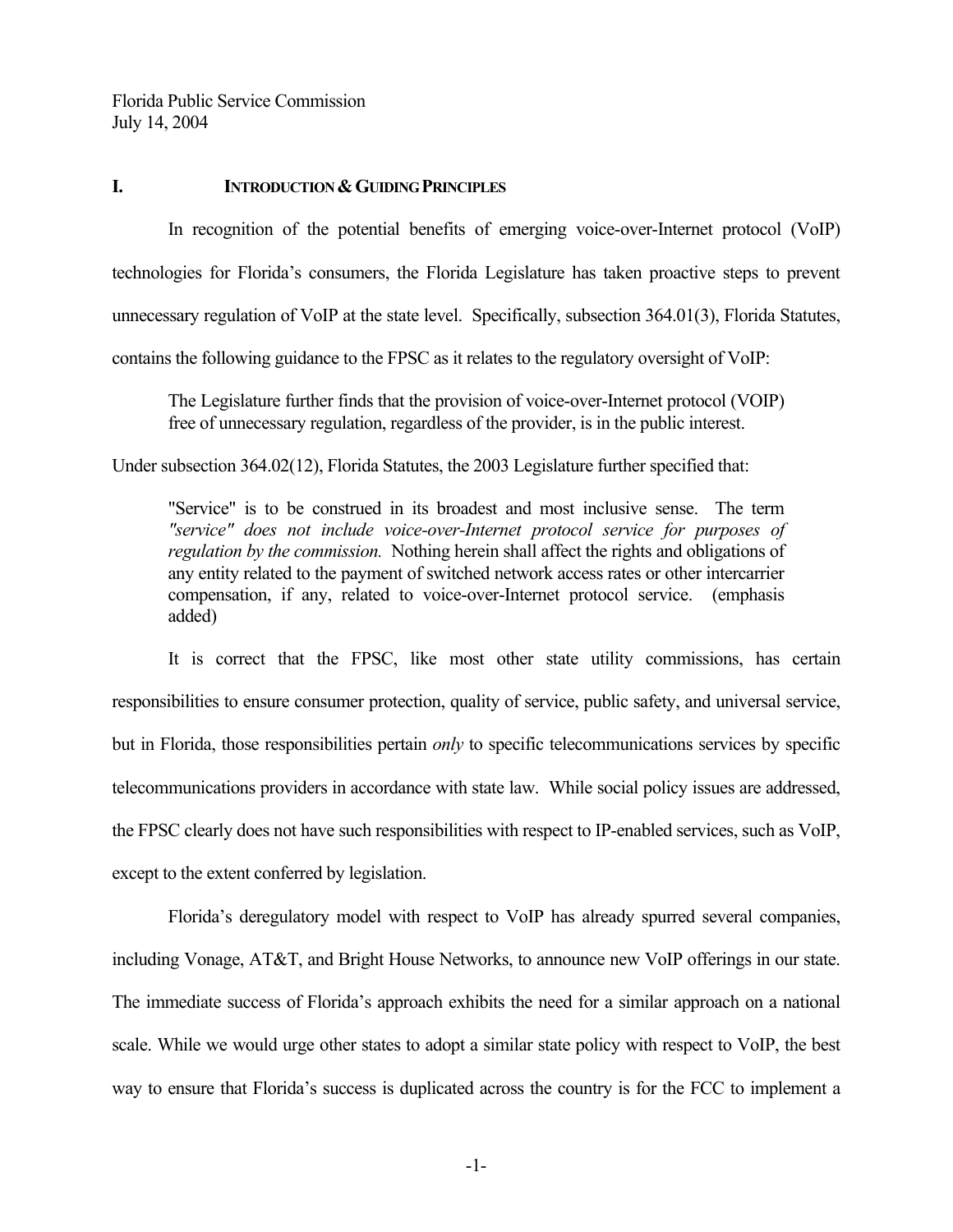Florida Public Service Commission
July 14, 2004

## I. INTRODUCTION & GUIDING PRINCIPLES

In recognition of the potential benefits of emerging voice-over-Internet protocol (VoIP) technologies for Florida's consumers, the Florida Legislature has taken proactive steps to prevent unnecessary regulation of VoIP at the state level. Specifically, subsection 364.01(3), Florida Statutes, contains the following guidance to the FPSC as it relates to the regulatory oversight of VoIP:

> The Legislature further finds that the provision of voice-over-Internet protocol (VOIP) free of unnecessary regulation, regardless of the provider, is in the public interest.

Under subsection 364.02(12), Florida Statutes, the 2003 Legislature further specified that:

> "Service" is to be construed in its broadest and most inclusive sense. The term *"service" does not include voice-over-Internet protocol service for purposes of regulation by the commission.* Nothing herein shall affect the rights and obligations of any entity related to the payment of switched network access rates or other intercarrier compensation, if any, related to voice-over-Internet protocol service. (emphasis added)

It is correct that the FPSC, like most other state utility commissions, has certain responsibilities to ensure consumer protection, quality of service, public safety, and universal service, but in Florida, those responsibilities pertain *only* to specific telecommunications services by specific telecommunications providers in accordance with state law. While social policy issues are addressed, the FPSC clearly does not have such responsibilities with respect to IP-enabled services, such as VoIP, except to the extent conferred by legislation.

Florida's deregulatory model with respect to VoIP has already spurred several companies, including Vonage, AT&T, and Bright House Networks, to announce new VoIP offerings in our state. The immediate success of Florida's approach exhibits the need for a similar approach on a national scale. While we would urge other states to adopt a similar state policy with respect to VoIP, the best way to ensure that Florida's success is duplicated across the country is for the FCC to implement a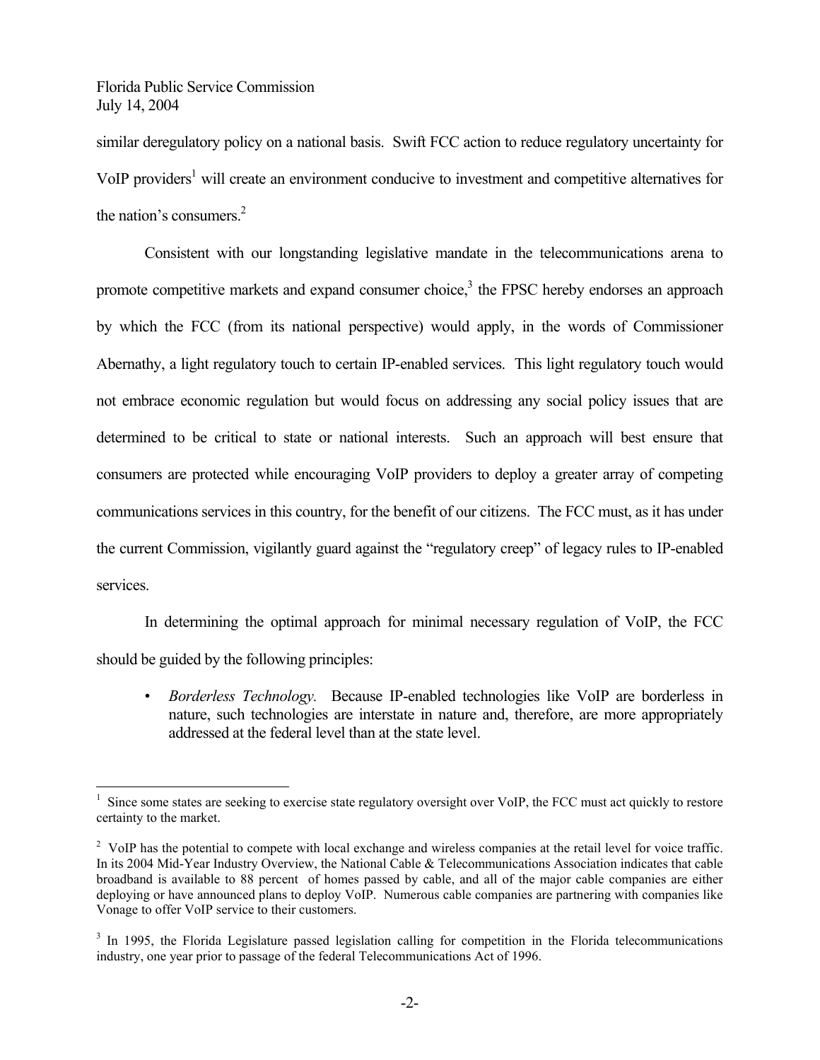similar deregulatory policy on a national basis. Swift FCC action to reduce regulatory uncertainty for VoIP providers[1] will create an environment conducive to investment and competitive alternatives for the nation's consumers.[2]

Consistent with our longstanding legislative mandate in the telecommunications arena to promote competitive markets and expand consumer choice,[3] the FPSC hereby endorses an approach by which the FCC (from its national perspective) would apply, in the words of Commissioner Abernathy, a light regulatory touch to certain IP-enabled services. This light regulatory touch would not embrace economic regulation but would focus on addressing any social policy issues that are determined to be critical to state or national interests. Such an approach will best ensure that consumers are protected while encouraging VoIP providers to deploy a greater array of competing communications services in this country, for the benefit of our citizens. The FCC must, as it has under the current Commission, vigilantly guard against the "regulatory creep" of legacy rules to IP-enabled services.

In determining the optimal approach for minimal necessary regulation of VoIP, the FCC should be guided by the following principles:

- *Borderless Technology.* Because IP-enabled technologies like VoIP are borderless in nature, such technologies are interstate in nature and, therefore, are more appropriately addressed at the federal level than at the state level.

---

[1] Since some states are seeking to exercise state regulatory oversight over VoIP, the FCC must act quickly to restore certainty to the market.

[2] VoIP has the potential to compete with local exchange and wireless companies at the retail level for voice traffic. In its 2004 Mid-Year Industry Overview, the National Cable & Telecommunications Association indicates that cable broadband is available to 88 percent of homes passed by cable, and all of the major cable companies are either deploying or have announced plans to deploy VoIP. Numerous cable companies are partnering with companies like Vonage to offer VoIP service to their customers.

[3] In 1995, the Florida Legislature passed legislation calling for competition in the Florida telecommunications industry, one year prior to passage of the federal Telecommunications Act of 1996.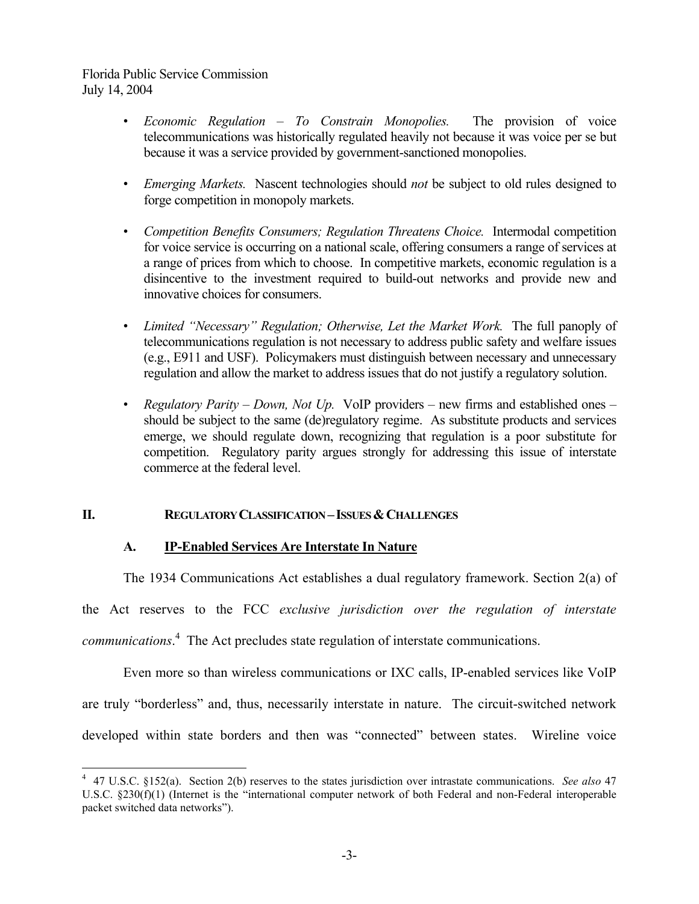- *Economic Regulation – To Constrain Monopolies.* The provision of voice telecommunications was historically regulated heavily not because it was voice per se but because it was a service provided by government-sanctioned monopolies.

- *Emerging Markets.* Nascent technologies should *not* be subject to old rules designed to forge competition in monopoly markets.

- *Competition Benefits Consumers; Regulation Threatens Choice.* Intermodal competition for voice service is occurring on a national scale, offering consumers a range of services at a range of prices from which to choose. In competitive markets, economic regulation is a disincentive to the investment required to build-out networks and provide new and innovative choices for consumers.

- *Limited "Necessary" Regulation; Otherwise, Let the Market Work.* The full panoply of telecommunications regulation is not necessary to address public safety and welfare issues (e.g., E911 and USF). Policymakers must distinguish between necessary and unnecessary regulation and allow the market to address issues that do not justify a regulatory solution.

- *Regulatory Parity – Down, Not Up.* VoIP providers – new firms and established ones – should be subject to the same (de)regulatory regime. As substitute products and services emerge, we should regulate down, recognizing that regulation is a poor substitute for competition. Regulatory parity argues strongly for addressing this issue of interstate commerce at the federal level.

## II. REGULATORY CLASSIFICATION – ISSUES & CHALLENGES

### A. IP-Enabled Services Are Interstate In Nature

The 1934 Communications Act establishes a dual regulatory framework. Section 2(a) of the Act reserves to the FCC *exclusive jurisdiction over the regulation of interstate communications*.[4] The Act precludes state regulation of interstate communications.

Even more so than wireless communications or IXC calls, IP-enabled services like VoIP are truly "borderless" and, thus, necessarily interstate in nature. The circuit-switched network developed within state borders and then was "connected" between states. Wireline voice

---

[4] 47 U.S.C. §152(a). Section 2(b) reserves to the states jurisdiction over intrastate communications. *See also* 47 U.S.C. §230(f)(1) (Internet is the "international computer network of both Federal and non-Federal interoperable packet switched data networks").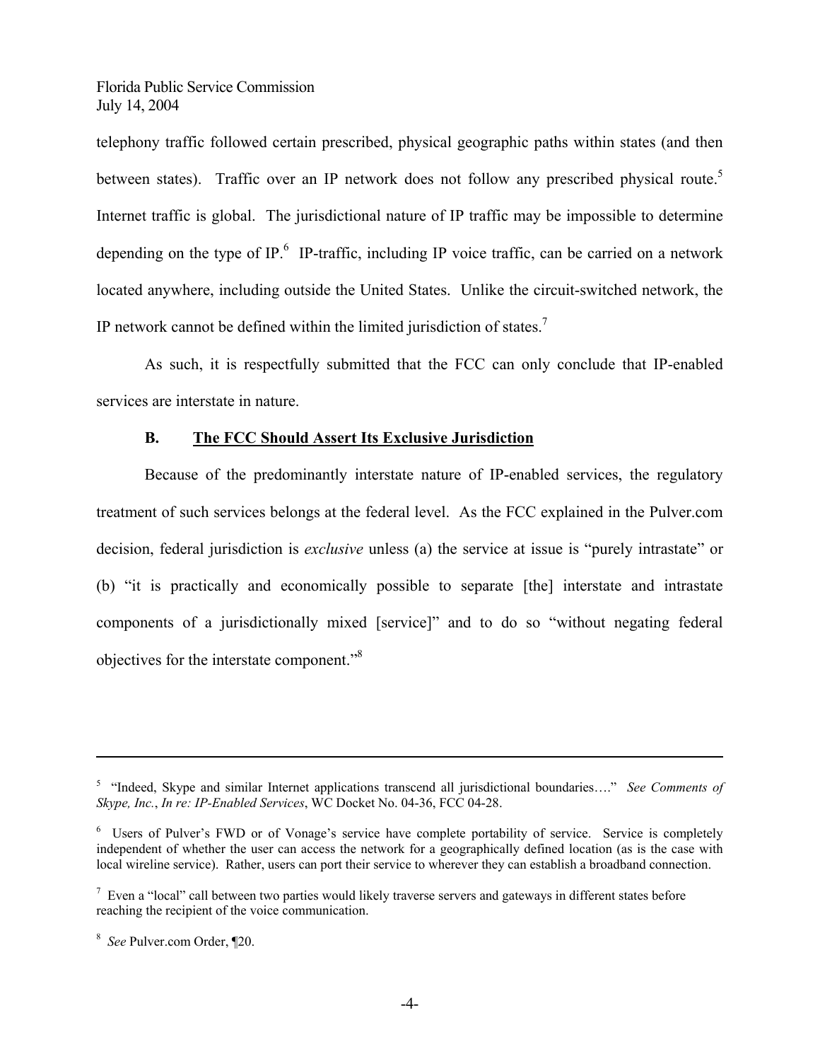telephony traffic followed certain prescribed, physical geographic paths within states (and then between states). Traffic over an IP network does not follow any prescribed physical route.[5] Internet traffic is global. The jurisdictional nature of IP traffic may be impossible to determine depending on the type of IP.[6] IP-traffic, including IP voice traffic, can be carried on a network located anywhere, including outside the United States. Unlike the circuit-switched network, the IP network cannot be defined within the limited jurisdiction of states.[7]

As such, it is respectfully submitted that the FCC can only conclude that IP-enabled services are interstate in nature.

### B. The FCC Should Assert Its Exclusive Jurisdiction

Because of the predominantly interstate nature of IP-enabled services, the regulatory treatment of such services belongs at the federal level. As the FCC explained in the Pulver.com decision, federal jurisdiction is *exclusive* unless (a) the service at issue is "purely intrastate" or (b) "it is practically and economically possible to separate [the] interstate and intrastate components of a jurisdictionally mixed [service]" and to do so "without negating federal objectives for the interstate component."[8]

---

[5] "Indeed, Skype and similar Internet applications transcend all jurisdictional boundaries…." *See Comments of Skype, Inc.*, *In re: IP-Enabled Services*, WC Docket No. 04-36, FCC 04-28.

[6] Users of Pulver's FWD or of Vonage's service have complete portability of service. Service is completely independent of whether the user can access the network for a geographically defined location (as is the case with local wireline service). Rather, users can port their service to wherever they can establish a broadband connection.

[7] Even a "local" call between two parties would likely traverse servers and gateways in different states before reaching the recipient of the voice communication.

[8] *See* Pulver.com Order, ¶20.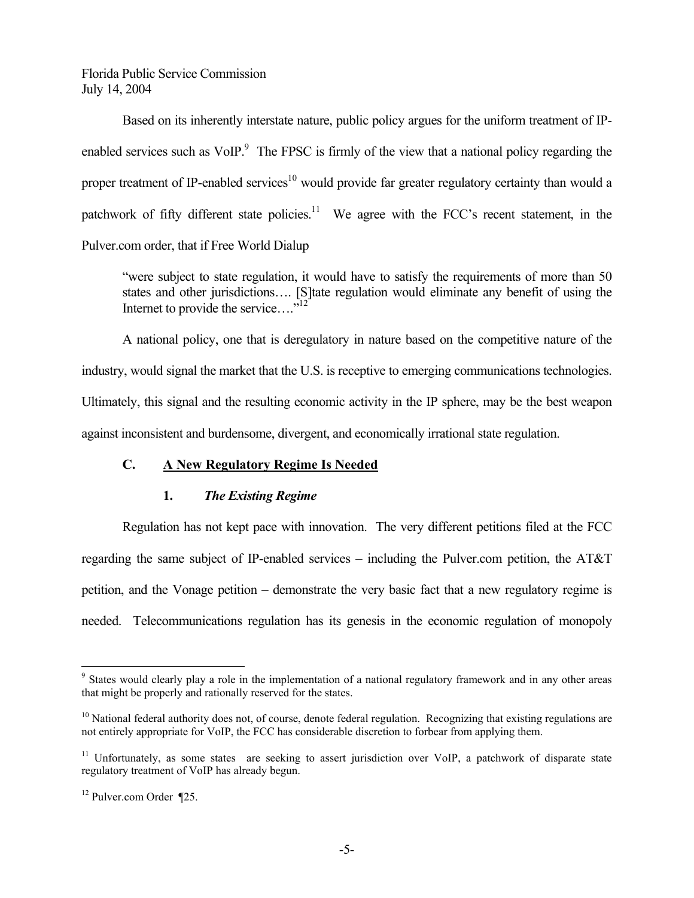Based on its inherently interstate nature, public policy argues for the uniform treatment of IP-enabled services such as VoIP.[9] The FPSC is firmly of the view that a national policy regarding the proper treatment of IP-enabled services[10] would provide far greater regulatory certainty than would a patchwork of fifty different state policies.[11] We agree with the FCC's recent statement, in the Pulver.com order, that if Free World Dialup

> "were subject to state regulation, it would have to satisfy the requirements of more than 50 states and other jurisdictions…. [S]tate regulation would eliminate any benefit of using the Internet to provide the service…."[12]

A national policy, one that is deregulatory in nature based on the competitive nature of the industry, would signal the market that the U.S. is receptive to emerging communications technologies. Ultimately, this signal and the resulting economic activity in the IP sphere, may be the best weapon against inconsistent and burdensome, divergent, and economically irrational state regulation.

### C. A New Regulatory Regime Is Needed

#### 1. *The Existing Regime*

Regulation has not kept pace with innovation. The very different petitions filed at the FCC regarding the same subject of IP-enabled services – including the Pulver.com petition, the AT&T petition, and the Vonage petition – demonstrate the very basic fact that a new regulatory regime is needed. Telecommunications regulation has its genesis in the economic regulation of monopoly

---

[9] States would clearly play a role in the implementation of a national regulatory framework and in any other areas that might be properly and rationally reserved for the states.

[10] National federal authority does not, of course, denote federal regulation. Recognizing that existing regulations are not entirely appropriate for VoIP, the FCC has considerable discretion to forbear from applying them.

[11] Unfortunately, as some states are seeking to assert jurisdiction over VoIP, a patchwork of disparate state regulatory treatment of VoIP has already begun.

[12] Pulver.com Order ¶25.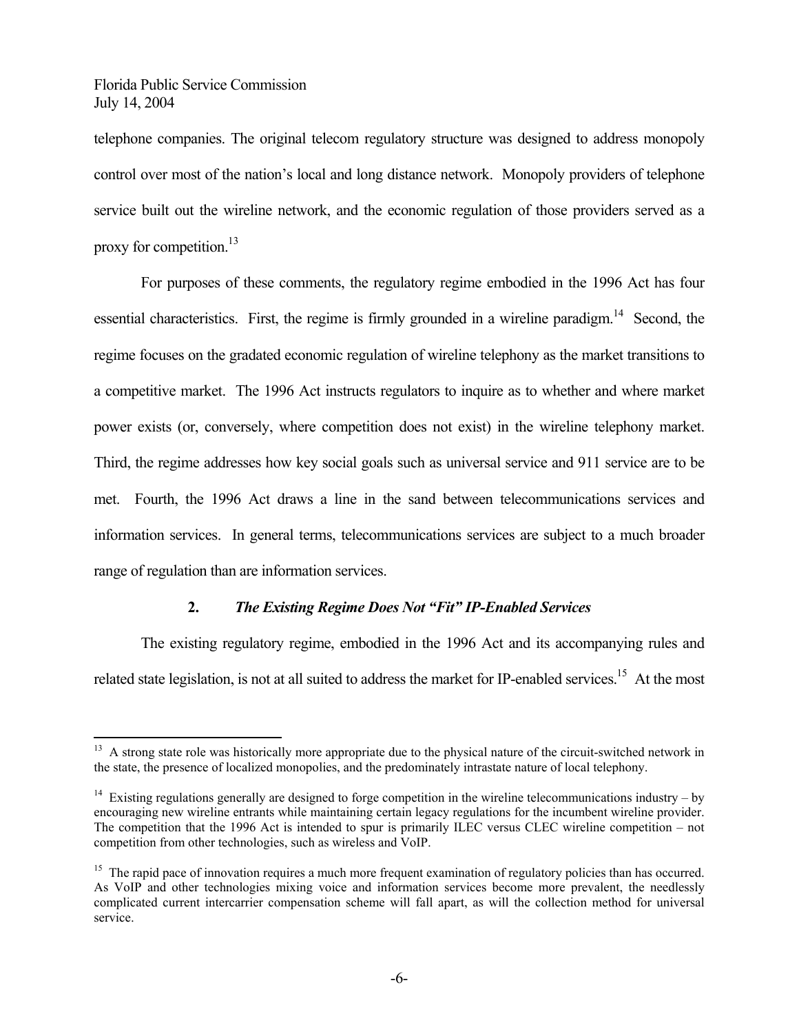telephone companies. The original telecom regulatory structure was designed to address monopoly control over most of the nation's local and long distance network. Monopoly providers of telephone service built out the wireline network, and the economic regulation of those providers served as a proxy for competition.[13]

For purposes of these comments, the regulatory regime embodied in the 1996 Act has four essential characteristics. First, the regime is firmly grounded in a wireline paradigm.[14] Second, the regime focuses on the gradated economic regulation of wireline telephony as the market transitions to a competitive market. The 1996 Act instructs regulators to inquire as to whether and where market power exists (or, conversely, where competition does not exist) in the wireline telephony market. Third, the regime addresses how key social goals such as universal service and 911 service are to be met. Fourth, the 1996 Act draws a line in the sand between telecommunications services and information services. In general terms, telecommunications services are subject to a much broader range of regulation than are information services.

### 2. *The Existing Regime Does Not "Fit" IP-Enabled Services*

The existing regulatory regime, embodied in the 1996 Act and its accompanying rules and related state legislation, is not at all suited to address the market for IP-enabled services.[15] At the most

---

[13] A strong state role was historically more appropriate due to the physical nature of the circuit-switched network in the state, the presence of localized monopolies, and the predominately intrastate nature of local telephony.

[14] Existing regulations generally are designed to forge competition in the wireline telecommunications industry – by encouraging new wireline entrants while maintaining certain legacy regulations for the incumbent wireline provider. The competition that the 1996 Act is intended to spur is primarily ILEC versus CLEC wireline competition – not competition from other technologies, such as wireless and VoIP.

[15] The rapid pace of innovation requires a much more frequent examination of regulatory policies than has occurred. As VoIP and other technologies mixing voice and information services become more prevalent, the needlessly complicated current intercarrier compensation scheme will fall apart, as will the collection method for universal service.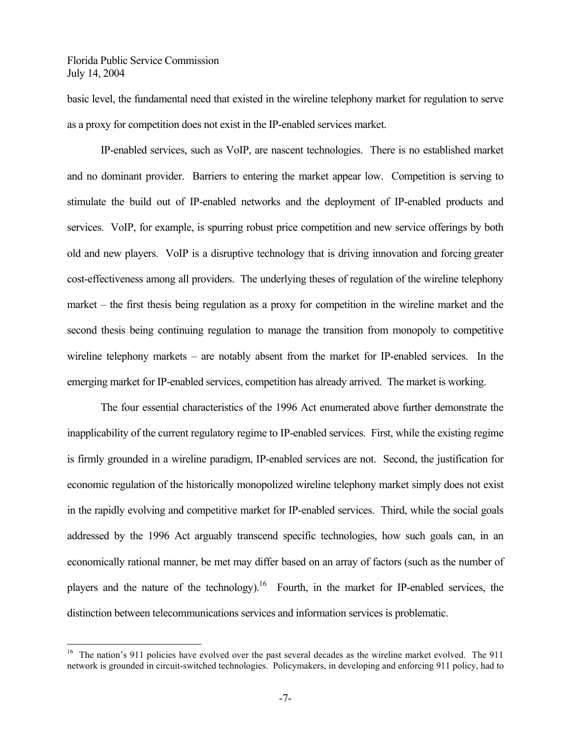basic level, the fundamental need that existed in the wireline telephony market for regulation to serve as a proxy for competition does not exist in the IP-enabled services market.

IP-enabled services, such as VoIP, are nascent technologies. There is no established market and no dominant provider. Barriers to entering the market appear low. Competition is serving to stimulate the build out of IP-enabled networks and the deployment of IP-enabled products and services. VoIP, for example, is spurring robust price competition and new service offerings by both old and new players. VoIP is a disruptive technology that is driving innovation and forcing greater cost-effectiveness among all providers. The underlying theses of regulation of the wireline telephony market – the first thesis being regulation as a proxy for competition in the wireline market and the second thesis being continuing regulation to manage the transition from monopoly to competitive wireline telephony markets – are notably absent from the market for IP-enabled services. In the emerging market for IP-enabled services, competition has already arrived. The market is working.

The four essential characteristics of the 1996 Act enumerated above further demonstrate the inapplicability of the current regulatory regime to IP-enabled services. First, while the existing regime is firmly grounded in a wireline paradigm, IP-enabled services are not. Second, the justification for economic regulation of the historically monopolized wireline telephony market simply does not exist in the rapidly evolving and competitive market for IP-enabled services. Third, while the social goals addressed by the 1996 Act arguably transcend specific technologies, how such goals can, in an economically rational manner, be met may differ based on an array of factors (such as the number of players and the nature of the technology).[16] Fourth, in the market for IP-enabled services, the distinction between telecommunications services and information services is problematic.

---

[16] The nation's 911 policies have evolved over the past several decades as the wireline market evolved. The 911 network is grounded in circuit-switched technologies. Policymakers, in developing and enforcing 911 policy, had to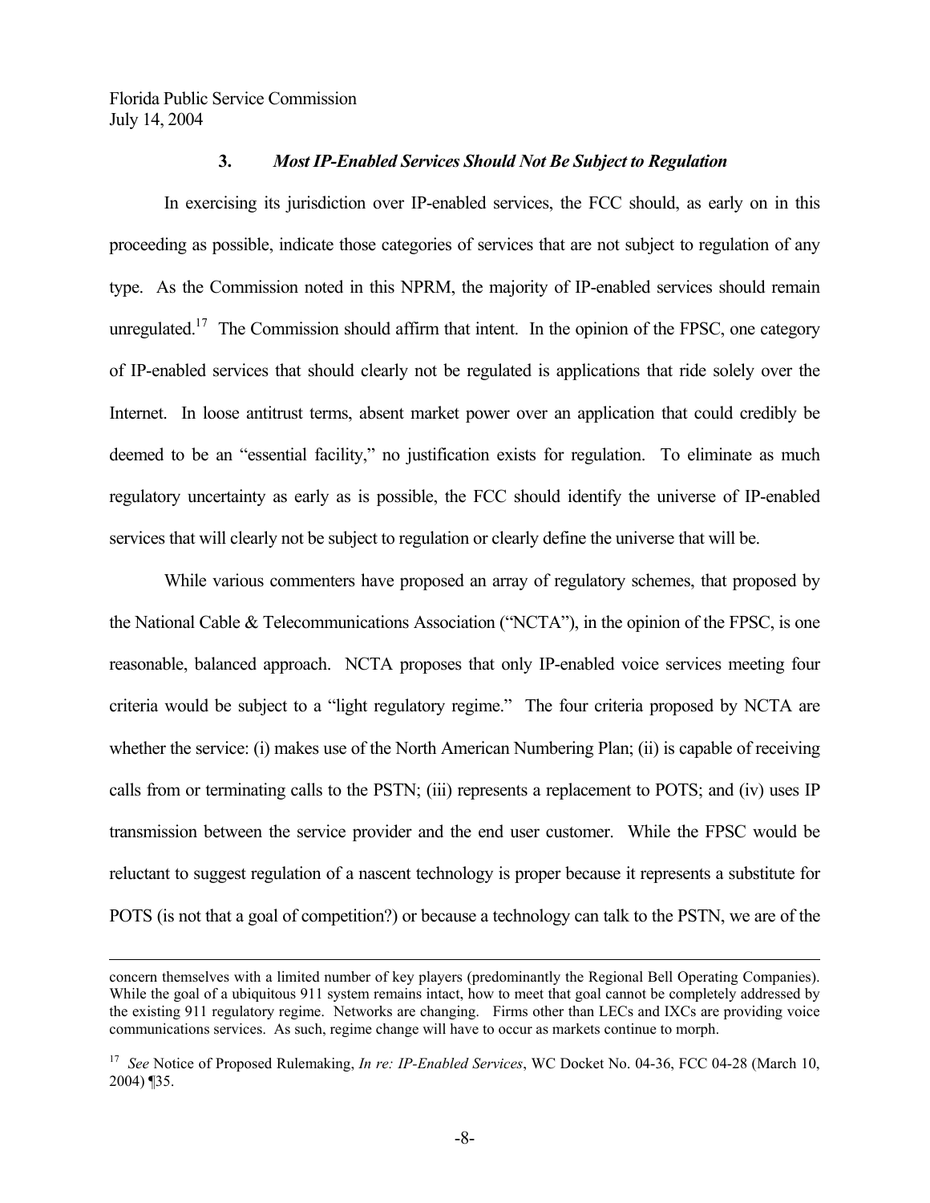### 3. *Most IP-Enabled Services Should Not Be Subject to Regulation*

In exercising its jurisdiction over IP-enabled services, the FCC should, as early on in this proceeding as possible, indicate those categories of services that are not subject to regulation of any type. As the Commission noted in this NPRM, the majority of IP-enabled services should remain unregulated.[17] The Commission should affirm that intent. In the opinion of the FPSC, one category of IP-enabled services that should clearly not be regulated is applications that ride solely over the Internet. In loose antitrust terms, absent market power over an application that could credibly be deemed to be an "essential facility," no justification exists for regulation. To eliminate as much regulatory uncertainty as early as is possible, the FCC should identify the universe of IP-enabled services that will clearly not be subject to regulation or clearly define the universe that will be.

While various commenters have proposed an array of regulatory schemes, that proposed by the National Cable & Telecommunications Association ("NCTA"), in the opinion of the FPSC, is one reasonable, balanced approach. NCTA proposes that only IP-enabled voice services meeting four criteria would be subject to a "light regulatory regime." The four criteria proposed by NCTA are whether the service: (i) makes use of the North American Numbering Plan; (ii) is capable of receiving calls from or terminating calls to the PSTN; (iii) represents a replacement to POTS; and (iv) uses IP transmission between the service provider and the end user customer. While the FPSC would be reluctant to suggest regulation of a nascent technology is proper because it represents a substitute for POTS (is not that a goal of competition?) or because a technology can talk to the PSTN, we are of the

---

concern themselves with a limited number of key players (predominantly the Regional Bell Operating Companies). While the goal of a ubiquitous 911 system remains intact, how to meet that goal cannot be completely addressed by the existing 911 regulatory regime. Networks are changing. Firms other than LECs and IXCs are providing voice communications services. As such, regime change will have to occur as markets continue to morph.

[17] *See* Notice of Proposed Rulemaking, *In re: IP-Enabled Services*, WC Docket No. 04-36, FCC 04-28 (March 10, 2004) ¶35.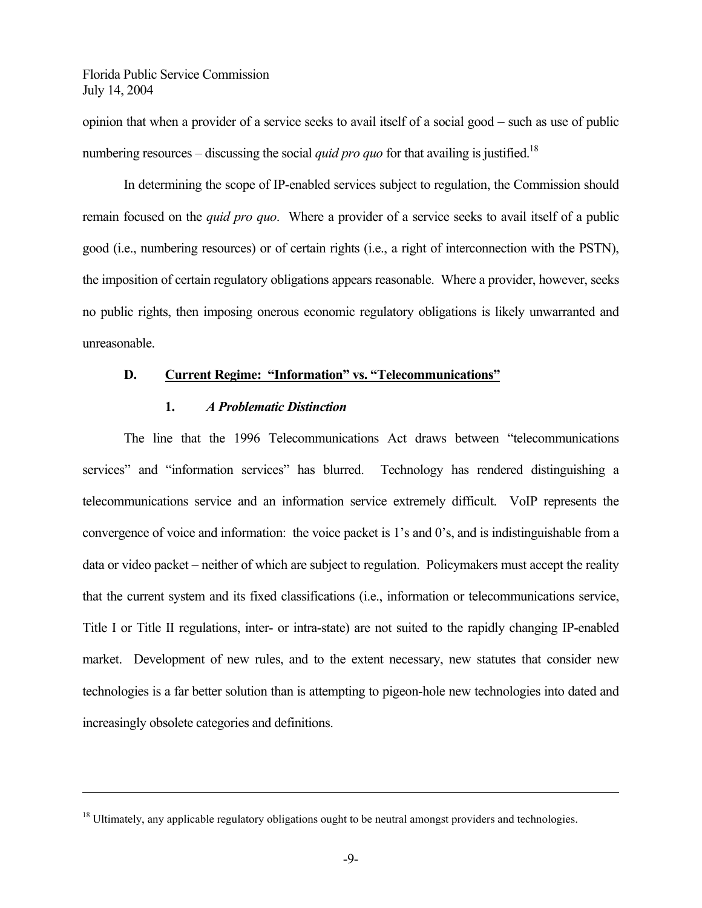opinion that when a provider of a service seeks to avail itself of a social good – such as use of public numbering resources – discussing the social *quid pro quo* for that availing is justified.[18]

In determining the scope of IP-enabled services subject to regulation, the Commission should remain focused on the *quid pro quo*. Where a provider of a service seeks to avail itself of a public good (i.e., numbering resources) or of certain rights (i.e., a right of interconnection with the PSTN), the imposition of certain regulatory obligations appears reasonable. Where a provider, however, seeks no public rights, then imposing onerous economic regulatory obligations is likely unwarranted and unreasonable.

### D. Current Regime: "Information" vs. "Telecommunications"

#### 1. *A Problematic Distinction*

The line that the 1996 Telecommunications Act draws between "telecommunications services" and "information services" has blurred. Technology has rendered distinguishing a telecommunications service and an information service extremely difficult. VoIP represents the convergence of voice and information: the voice packet is 1's and 0's, and is indistinguishable from a data or video packet – neither of which are subject to regulation. Policymakers must accept the reality that the current system and its fixed classifications (i.e., information or telecommunications service, Title I or Title II regulations, inter- or intra-state) are not suited to the rapidly changing IP-enabled market. Development of new rules, and to the extent necessary, new statutes that consider new technologies is a far better solution than is attempting to pigeon-hole new technologies into dated and increasingly obsolete categories and definitions.

---

[18] Ultimately, any applicable regulatory obligations ought to be neutral amongst providers and technologies.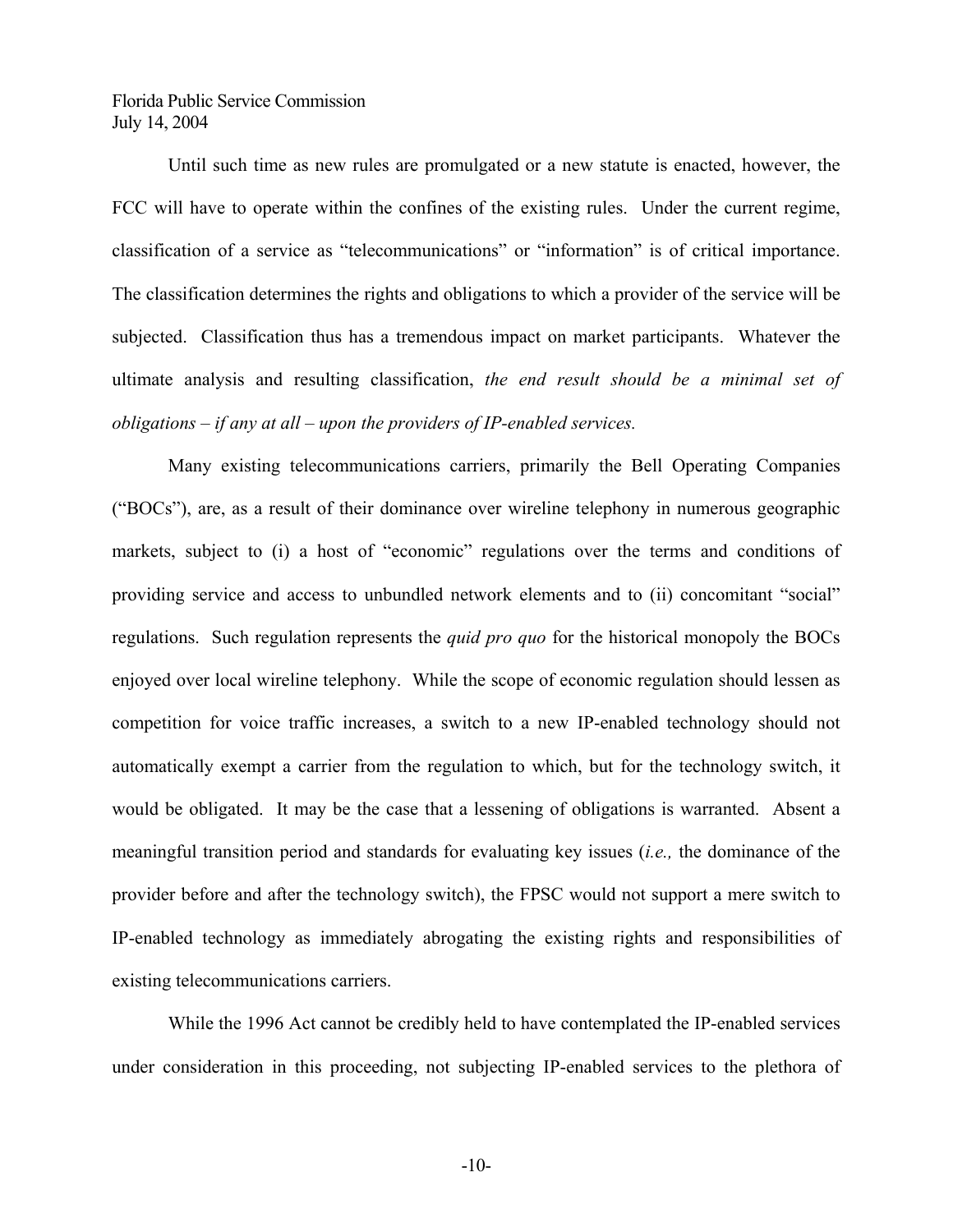Until such time as new rules are promulgated or a new statute is enacted, however, the FCC will have to operate within the confines of the existing rules. Under the current regime, classification of a service as "telecommunications" or "information" is of critical importance. The classification determines the rights and obligations to which a provider of the service will be subjected. Classification thus has a tremendous impact on market participants. Whatever the ultimate analysis and resulting classification, *the end result should be a minimal set of obligations – if any at all – upon the providers of IP-enabled services.*

Many existing telecommunications carriers, primarily the Bell Operating Companies ("BOCs"), are, as a result of their dominance over wireline telephony in numerous geographic markets, subject to (i) a host of "economic" regulations over the terms and conditions of providing service and access to unbundled network elements and to (ii) concomitant "social" regulations. Such regulation represents the *quid pro quo* for the historical monopoly the BOCs enjoyed over local wireline telephony. While the scope of economic regulation should lessen as competition for voice traffic increases, a switch to a new IP-enabled technology should not automatically exempt a carrier from the regulation to which, but for the technology switch, it would be obligated. It may be the case that a lessening of obligations is warranted. Absent a meaningful transition period and standards for evaluating key issues (*i.e.,* the dominance of the provider before and after the technology switch), the FPSC would not support a mere switch to IP-enabled technology as immediately abrogating the existing rights and responsibilities of existing telecommunications carriers.

While the 1996 Act cannot be credibly held to have contemplated the IP-enabled services under consideration in this proceeding, not subjecting IP-enabled services to the plethora of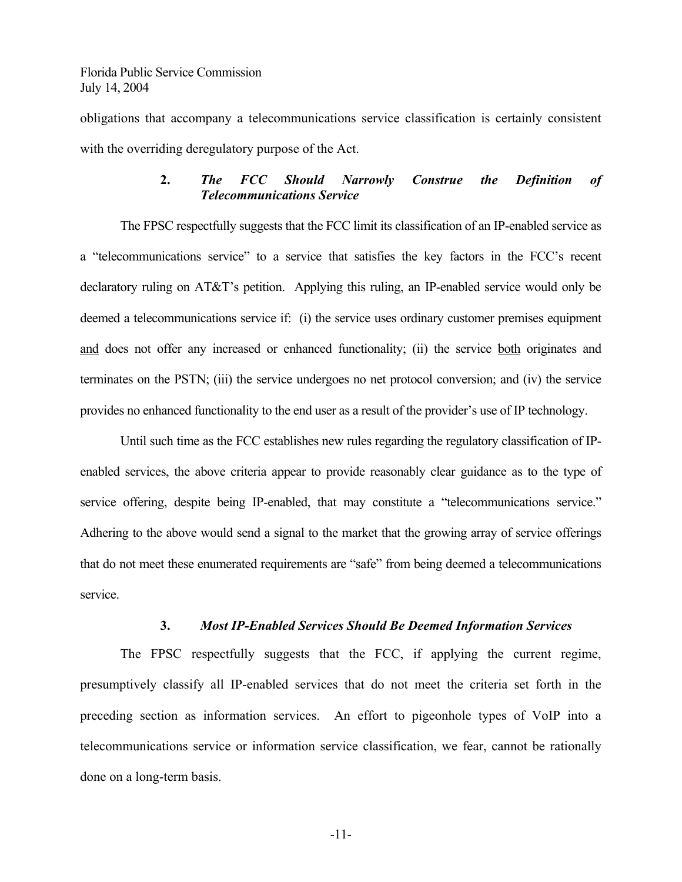obligations that accompany a telecommunications service classification is certainly consistent with the overriding deregulatory purpose of the Act.

### 2. *The FCC Should Narrowly Construe the Definition of Telecommunications Service*

The FPSC respectfully suggests that the FCC limit its classification of an IP-enabled service as a "telecommunications service" to a service that satisfies the key factors in the FCC's recent declaratory ruling on AT&T's petition. Applying this ruling, an IP-enabled service would only be deemed a telecommunications service if: (i) the service uses ordinary customer premises equipment and does not offer any increased or enhanced functionality; (ii) the service both originates and terminates on the PSTN; (iii) the service undergoes no net protocol conversion; and (iv) the service provides no enhanced functionality to the end user as a result of the provider's use of IP technology.

Until such time as the FCC establishes new rules regarding the regulatory classification of IP-enabled services, the above criteria appear to provide reasonably clear guidance as to the type of service offering, despite being IP-enabled, that may constitute a "telecommunications service." Adhering to the above would send a signal to the market that the growing array of service offerings that do not meet these enumerated requirements are "safe" from being deemed a telecommunications service.

### 3. *Most IP-Enabled Services Should Be Deemed Information Services*

The FPSC respectfully suggests that the FCC, if applying the current regime, presumptively classify all IP-enabled services that do not meet the criteria set forth in the preceding section as information services. An effort to pigeonhole types of VoIP into a telecommunications service or information service classification, we fear, cannot be rationally done on a long-term basis.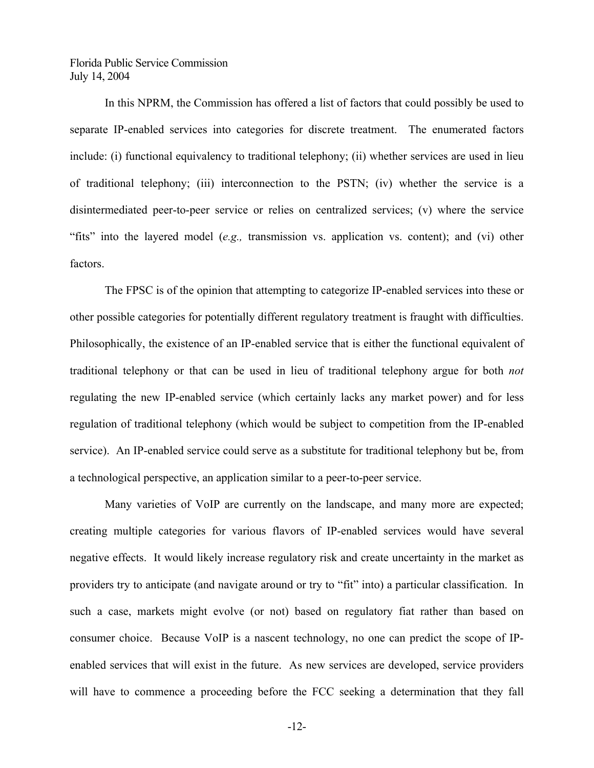In this NPRM, the Commission has offered a list of factors that could possibly be used to separate IP-enabled services into categories for discrete treatment. The enumerated factors include: (i) functional equivalency to traditional telephony; (ii) whether services are used in lieu of traditional telephony; (iii) interconnection to the PSTN; (iv) whether the service is a disintermediated peer-to-peer service or relies on centralized services; (v) where the service "fits" into the layered model (*e.g.,* transmission vs. application vs. content); and (vi) other factors.

The FPSC is of the opinion that attempting to categorize IP-enabled services into these or other possible categories for potentially different regulatory treatment is fraught with difficulties. Philosophically, the existence of an IP-enabled service that is either the functional equivalent of traditional telephony or that can be used in lieu of traditional telephony argue for both *not* regulating the new IP-enabled service (which certainly lacks any market power) and for less regulation of traditional telephony (which would be subject to competition from the IP-enabled service). An IP-enabled service could serve as a substitute for traditional telephony but be, from a technological perspective, an application similar to a peer-to-peer service.

Many varieties of VoIP are currently on the landscape, and many more are expected; creating multiple categories for various flavors of IP-enabled services would have several negative effects. It would likely increase regulatory risk and create uncertainty in the market as providers try to anticipate (and navigate around or try to "fit" into) a particular classification. In such a case, markets might evolve (or not) based on regulatory fiat rather than based on consumer choice. Because VoIP is a nascent technology, no one can predict the scope of IP-enabled services that will exist in the future. As new services are developed, service providers will have to commence a proceeding before the FCC seeking a determination that they fall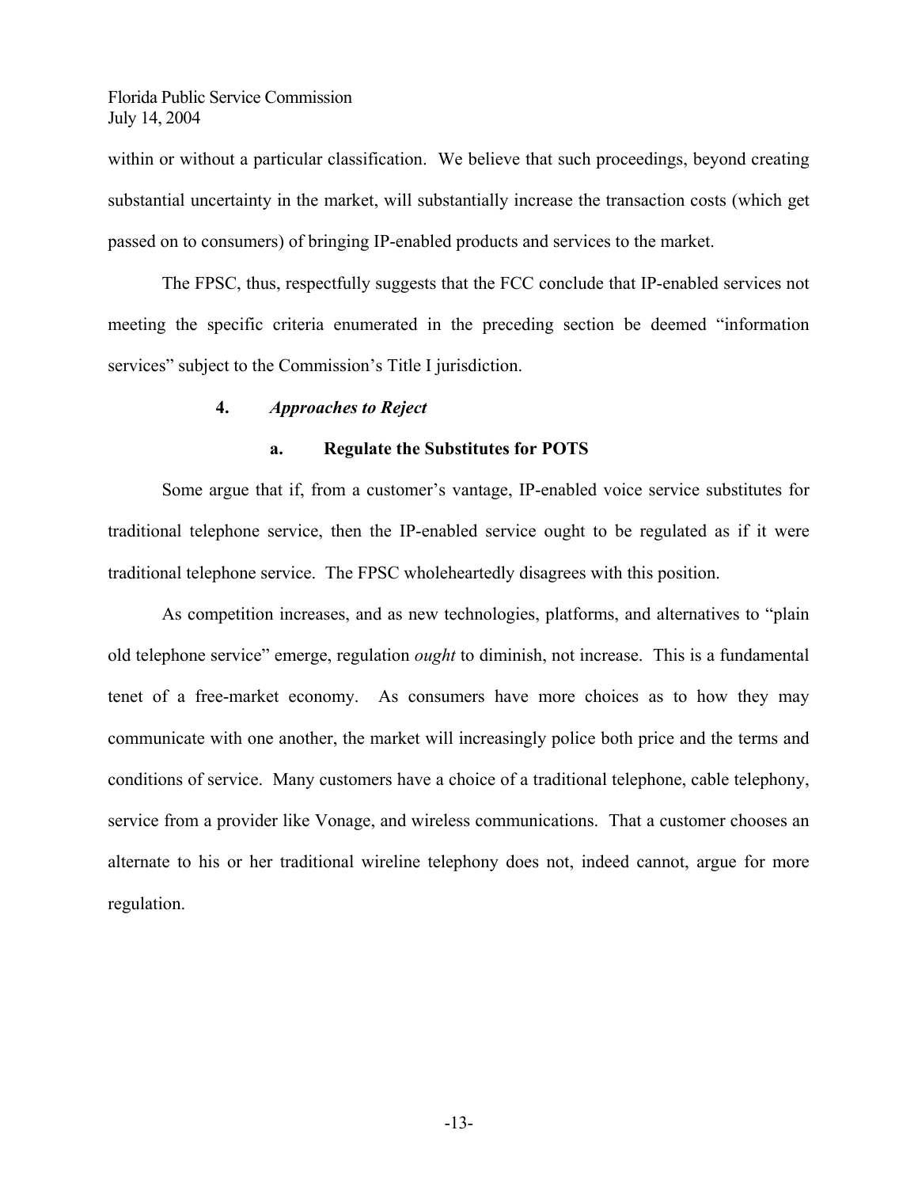within or without a particular classification. We believe that such proceedings, beyond creating substantial uncertainty in the market, will substantially increase the transaction costs (which get passed on to consumers) of bringing IP-enabled products and services to the market.

The FPSC, thus, respectfully suggests that the FCC conclude that IP-enabled services not meeting the specific criteria enumerated in the preceding section be deemed "information services" subject to the Commission's Title I jurisdiction.

### 4. *Approaches to Reject*

#### a. Regulate the Substitutes for POTS

Some argue that if, from a customer's vantage, IP-enabled voice service substitutes for traditional telephone service, then the IP-enabled service ought to be regulated as if it were traditional telephone service. The FPSC wholeheartedly disagrees with this position.

As competition increases, and as new technologies, platforms, and alternatives to "plain old telephone service" emerge, regulation *ought* to diminish, not increase. This is a fundamental tenet of a free-market economy. As consumers have more choices as to how they may communicate with one another, the market will increasingly police both price and the terms and conditions of service. Many customers have a choice of a traditional telephone, cable telephony, service from a provider like Vonage, and wireless communications. That a customer chooses an alternate to his or her traditional wireline telephony does not, indeed cannot, argue for more regulation.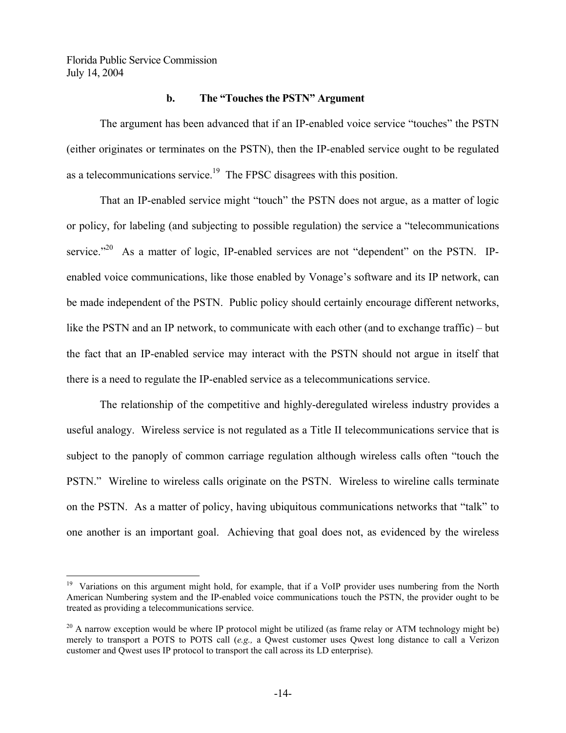### b. The "Touches the PSTN" Argument

The argument has been advanced that if an IP-enabled voice service "touches" the PSTN (either originates or terminates on the PSTN), then the IP-enabled service ought to be regulated as a telecommunications service.[19] The FPSC disagrees with this position.

That an IP-enabled service might "touch" the PSTN does not argue, as a matter of logic or policy, for labeling (and subjecting to possible regulation) the service a "telecommunications service."[20] As a matter of logic, IP-enabled services are not "dependent" on the PSTN. IP-enabled voice communications, like those enabled by Vonage's software and its IP network, can be made independent of the PSTN. Public policy should certainly encourage different networks, like the PSTN and an IP network, to communicate with each other (and to exchange traffic) – but the fact that an IP-enabled service may interact with the PSTN should not argue in itself that there is a need to regulate the IP-enabled service as a telecommunications service.

The relationship of the competitive and highly-deregulated wireless industry provides a useful analogy. Wireless service is not regulated as a Title II telecommunications service that is subject to the panoply of common carriage regulation although wireless calls often "touch the PSTN." Wireline to wireless calls originate on the PSTN. Wireless to wireline calls terminate on the PSTN. As a matter of policy, having ubiquitous communications networks that "talk" to one another is an important goal. Achieving that goal does not, as evidenced by the wireless

---

[19] Variations on this argument might hold, for example, that if a VoIP provider uses numbering from the North American Numbering system and the IP-enabled voice communications touch the PSTN, the provider ought to be treated as providing a telecommunications service.

[20] A narrow exception would be where IP protocol might be utilized (as frame relay or ATM technology might be) merely to transport a POTS to POTS call (*e.g.,* a Qwest customer uses Qwest long distance to call a Verizon customer and Qwest uses IP protocol to transport the call across its LD enterprise).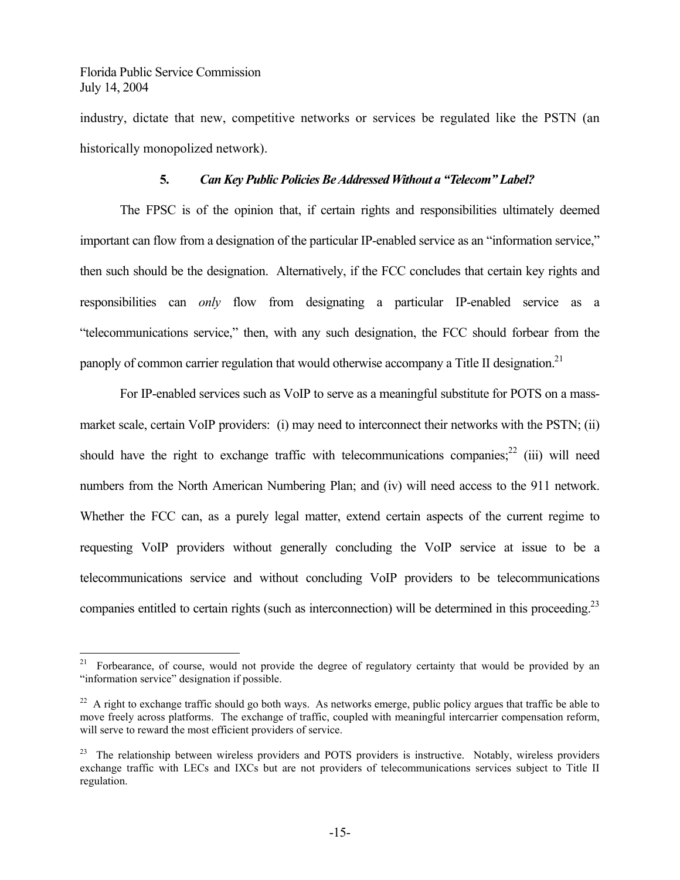industry, dictate that new, competitive networks or services be regulated like the PSTN (an historically monopolized network).

### 5. *Can Key Public Policies Be Addressed Without a "Telecom" Label?*

The FPSC is of the opinion that, if certain rights and responsibilities ultimately deemed important can flow from a designation of the particular IP-enabled service as an "information service," then such should be the designation. Alternatively, if the FCC concludes that certain key rights and responsibilities can *only* flow from designating a particular IP-enabled service as a "telecommunications service," then, with any such designation, the FCC should forbear from the panoply of common carrier regulation that would otherwise accompany a Title II designation.[21]

For IP-enabled services such as VoIP to serve as a meaningful substitute for POTS on a mass-market scale, certain VoIP providers: (i) may need to interconnect their networks with the PSTN; (ii) should have the right to exchange traffic with telecommunications companies;[22] (iii) will need numbers from the North American Numbering Plan; and (iv) will need access to the 911 network. Whether the FCC can, as a purely legal matter, extend certain aspects of the current regime to requesting VoIP providers without generally concluding the VoIP service at issue to be a telecommunications service and without concluding VoIP providers to be telecommunications companies entitled to certain rights (such as interconnection) will be determined in this proceeding.[23]

---

[21] Forbearance, of course, would not provide the degree of regulatory certainty that would be provided by an "information service" designation if possible.

[22] A right to exchange traffic should go both ways. As networks emerge, public policy argues that traffic be able to move freely across platforms. The exchange of traffic, coupled with meaningful intercarrier compensation reform, will serve to reward the most efficient providers of service.

[23] The relationship between wireless providers and POTS providers is instructive. Notably, wireless providers exchange traffic with LECs and IXCs but are not providers of telecommunications services subject to Title II regulation.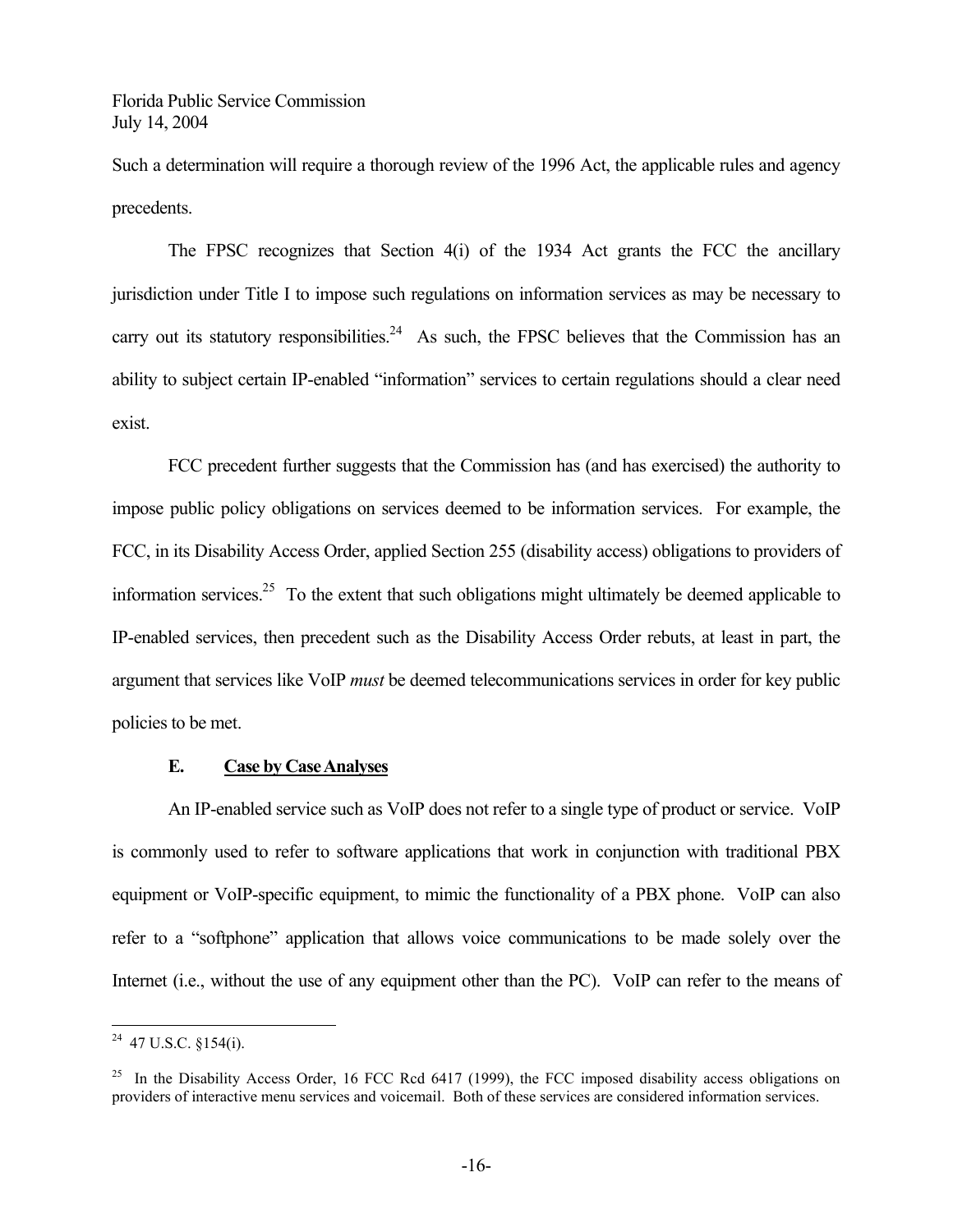Such a determination will require a thorough review of the 1996 Act, the applicable rules and agency precedents.

The FPSC recognizes that Section 4(i) of the 1934 Act grants the FCC the ancillary jurisdiction under Title I to impose such regulations on information services as may be necessary to carry out its statutory responsibilities.[24] As such, the FPSC believes that the Commission has an ability to subject certain IP-enabled "information" services to certain regulations should a clear need exist.

FCC precedent further suggests that the Commission has (and has exercised) the authority to impose public policy obligations on services deemed to be information services. For example, the FCC, in its Disability Access Order, applied Section 255 (disability access) obligations to providers of information services.[25] To the extent that such obligations might ultimately be deemed applicable to IP-enabled services, then precedent such as the Disability Access Order rebuts, at least in part, the argument that services like VoIP *must* be deemed telecommunications services in order for key public policies to be met.

### E. Case by Case Analyses

An IP-enabled service such as VoIP does not refer to a single type of product or service. VoIP is commonly used to refer to software applications that work in conjunction with traditional PBX equipment or VoIP-specific equipment, to mimic the functionality of a PBX phone. VoIP can also refer to a "softphone" application that allows voice communications to be made solely over the Internet (i.e., without the use of any equipment other than the PC). VoIP can refer to the means of

---

[24] 47 U.S.C. §154(i).

[25] In the Disability Access Order, 16 FCC Rcd 6417 (1999), the FCC imposed disability access obligations on providers of interactive menu services and voicemail. Both of these services are considered information services.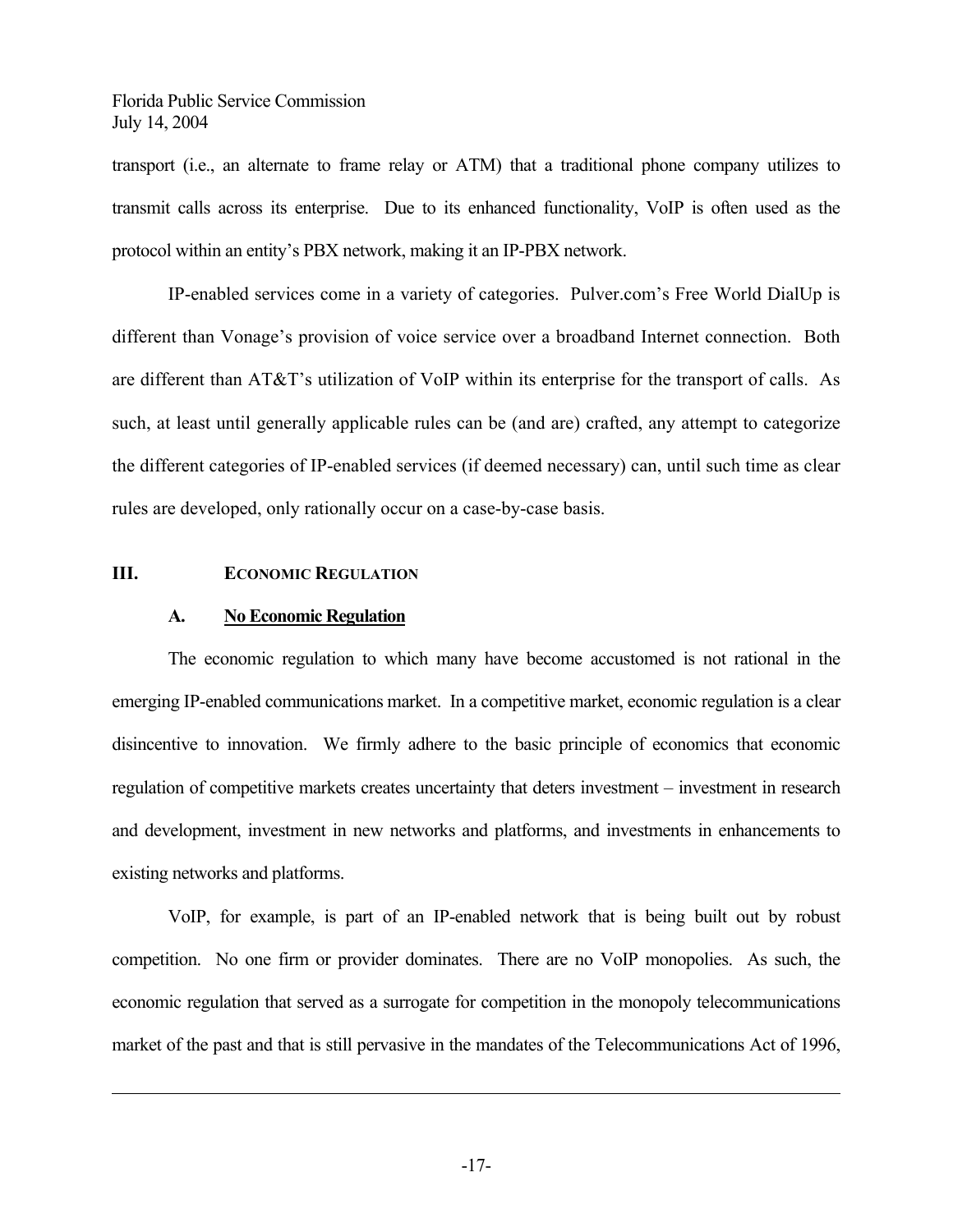transport (i.e., an alternate to frame relay or ATM) that a traditional phone company utilizes to transmit calls across its enterprise. Due to its enhanced functionality, VoIP is often used as the protocol within an entity's PBX network, making it an IP-PBX network.

IP-enabled services come in a variety of categories. Pulver.com's Free World DialUp is different than Vonage's provision of voice service over a broadband Internet connection. Both are different than AT&T's utilization of VoIP within its enterprise for the transport of calls. As such, at least until generally applicable rules can be (and are) crafted, any attempt to categorize the different categories of IP-enabled services (if deemed necessary) can, until such time as clear rules are developed, only rationally occur on a case-by-case basis.

## III. ECONOMIC REGULATION

### A. No Economic Regulation

The economic regulation to which many have become accustomed is not rational in the emerging IP-enabled communications market. In a competitive market, economic regulation is a clear disincentive to innovation. We firmly adhere to the basic principle of economics that economic regulation of competitive markets creates uncertainty that deters investment – investment in research and development, investment in new networks and platforms, and investments in enhancements to existing networks and platforms.

VoIP, for example, is part of an IP-enabled network that is being built out by robust competition. No one firm or provider dominates. There are no VoIP monopolies. As such, the economic regulation that served as a surrogate for competition in the monopoly telecommunications market of the past and that is still pervasive in the mandates of the Telecommunications Act of 1996,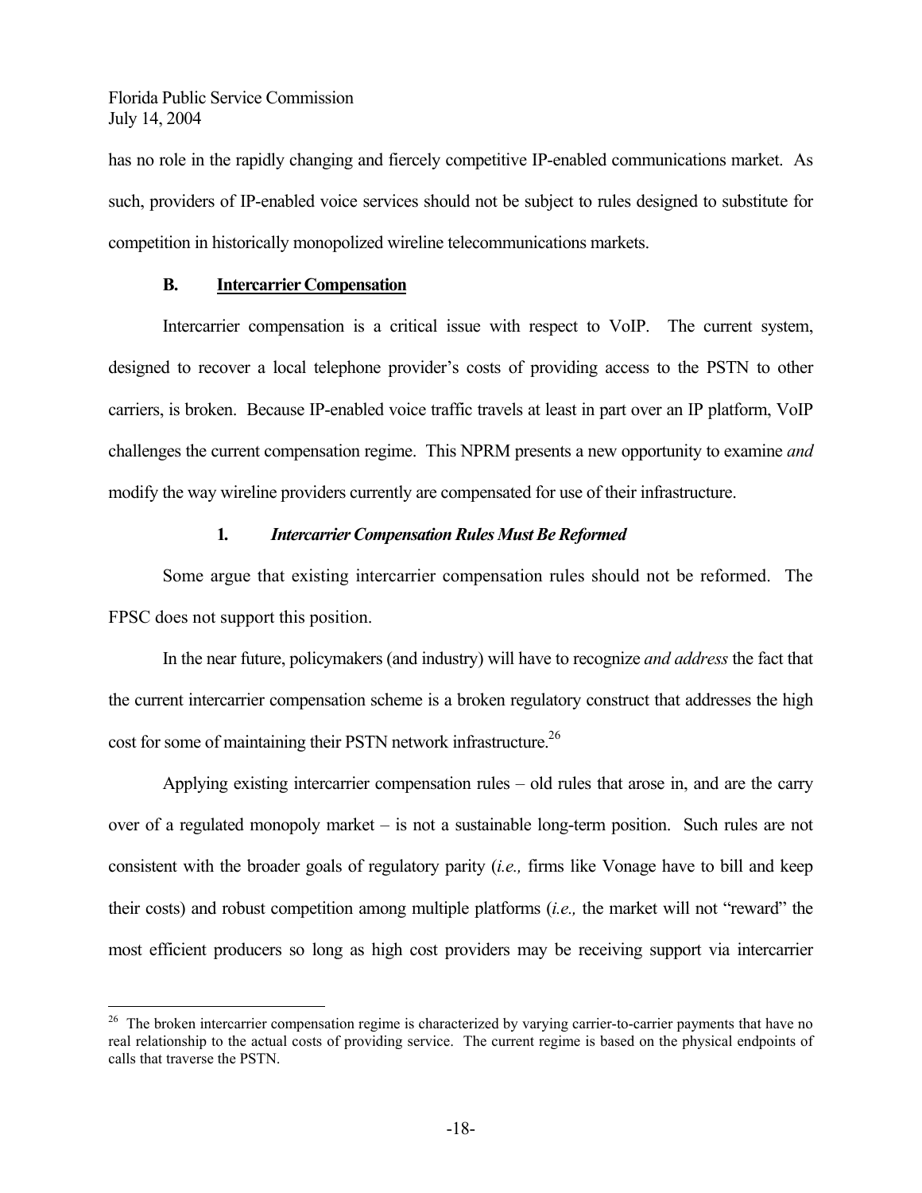has no role in the rapidly changing and fiercely competitive IP-enabled communications market. As such, providers of IP-enabled voice services should not be subject to rules designed to substitute for competition in historically monopolized wireline telecommunications markets.

### B. <u>Intercarrier Compensation</u>

Intercarrier compensation is a critical issue with respect to VoIP. The current system, designed to recover a local telephone provider's costs of providing access to the PSTN to other carriers, is broken. Because IP-enabled voice traffic travels at least in part over an IP platform, VoIP challenges the current compensation regime. This NPRM presents a new opportunity to examine *and* modify the way wireline providers currently are compensated for use of their infrastructure.

#### 1. *Intercarrier Compensation Rules Must Be Reformed*

Some argue that existing intercarrier compensation rules should not be reformed. The FPSC does not support this position.

In the near future, policymakers (and industry) will have to recognize *and address* the fact that the current intercarrier compensation scheme is a broken regulatory construct that addresses the high cost for some of maintaining their PSTN network infrastructure.[26]

Applying existing intercarrier compensation rules – old rules that arose in, and are the carry over of a regulated monopoly market – is not a sustainable long-term position. Such rules are not consistent with the broader goals of regulatory parity (*i.e.,* firms like Vonage have to bill and keep their costs) and robust competition among multiple platforms (*i.e.,* the market will not "reward" the most efficient producers so long as high cost providers may be receiving support via intercarrier

---

[26] The broken intercarrier compensation regime is characterized by varying carrier-to-carrier payments that have no real relationship to the actual costs of providing service. The current regime is based on the physical endpoints of calls that traverse the PSTN.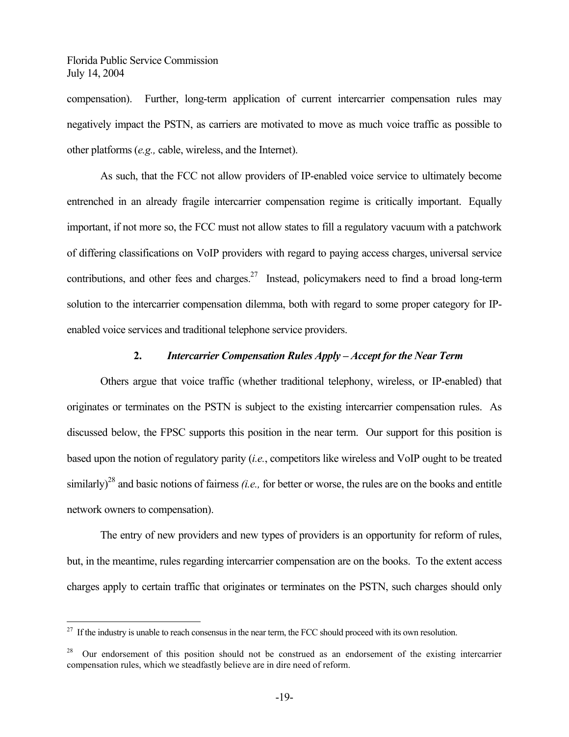compensation). Further, long-term application of current intercarrier compensation rules may negatively impact the PSTN, as carriers are motivated to move as much voice traffic as possible to other platforms (*e.g.,* cable, wireless, and the Internet).

As such, that the FCC not allow providers of IP-enabled voice service to ultimately become entrenched in an already fragile intercarrier compensation regime is critically important. Equally important, if not more so, the FCC must not allow states to fill a regulatory vacuum with a patchwork of differing classifications on VoIP providers with regard to paying access charges, universal service contributions, and other fees and charges.[27] Instead, policymakers need to find a broad long-term solution to the intercarrier compensation dilemma, both with regard to some proper category for IP-enabled voice services and traditional telephone service providers.

### 2. *Intercarrier Compensation Rules Apply – Accept for the Near Term*

Others argue that voice traffic (whether traditional telephony, wireless, or IP-enabled) that originates or terminates on the PSTN is subject to the existing intercarrier compensation rules. As discussed below, the FPSC supports this position in the near term. Our support for this position is based upon the notion of regulatory parity (*i.e.*, competitors like wireless and VoIP ought to be treated similarly)[28] and basic notions of fairness *(i.e.,* for better or worse, the rules are on the books and entitle network owners to compensation).

The entry of new providers and new types of providers is an opportunity for reform of rules, but, in the meantime, rules regarding intercarrier compensation are on the books. To the extent access charges apply to certain traffic that originates or terminates on the PSTN, such charges should only

---

[27] If the industry is unable to reach consensus in the near term, the FCC should proceed with its own resolution.

[28] Our endorsement of this position should not be construed as an endorsement of the existing intercarrier compensation rules, which we steadfastly believe are in dire need of reform.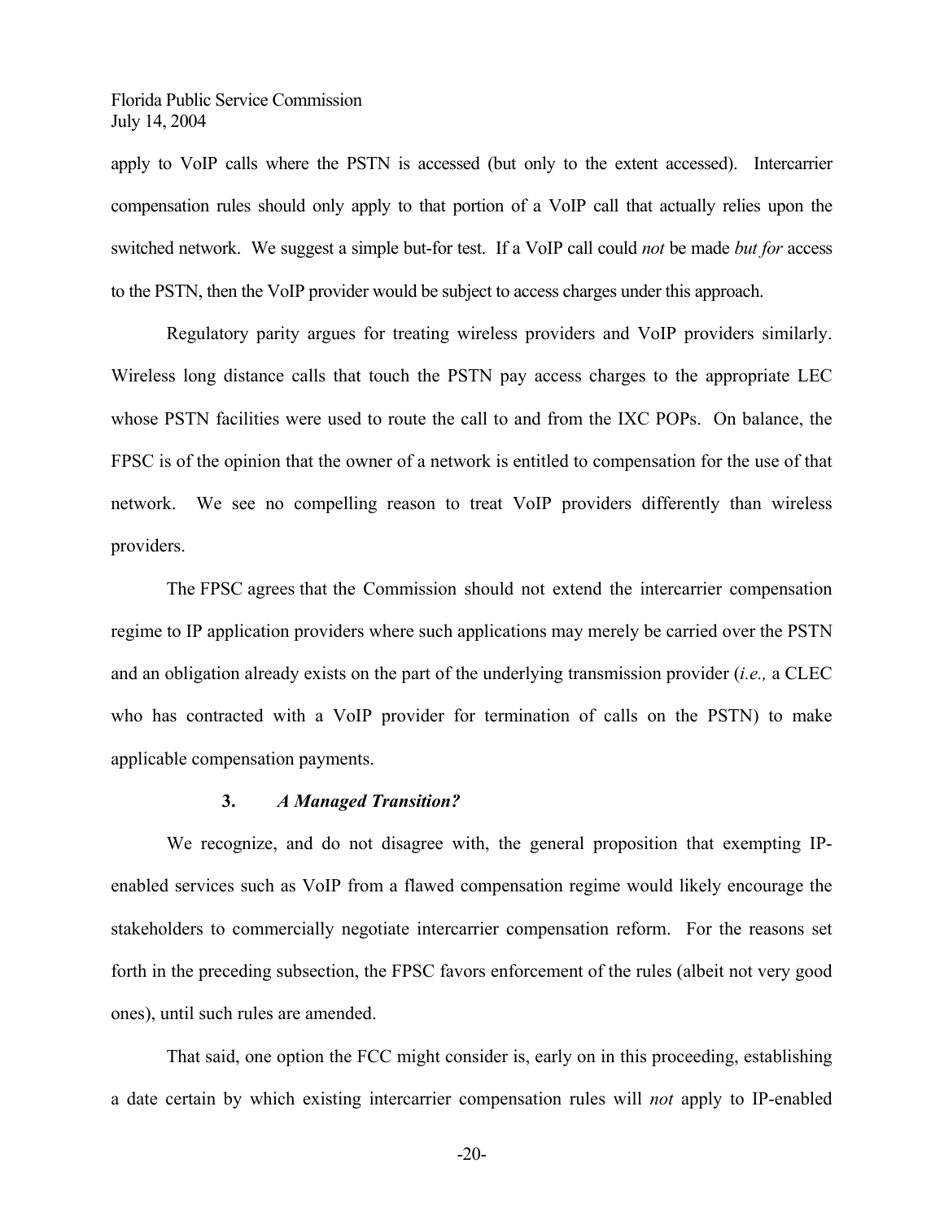apply to VoIP calls where the PSTN is accessed (but only to the extent accessed). Intercarrier compensation rules should only apply to that portion of a VoIP call that actually relies upon the switched network. We suggest a simple but-for test. If a VoIP call could *not* be made *but for* access to the PSTN, then the VoIP provider would be subject to access charges under this approach.

Regulatory parity argues for treating wireless providers and VoIP providers similarly. Wireless long distance calls that touch the PSTN pay access charges to the appropriate LEC whose PSTN facilities were used to route the call to and from the IXC POPs. On balance, the FPSC is of the opinion that the owner of a network is entitled to compensation for the use of that network. We see no compelling reason to treat VoIP providers differently than wireless providers.

The FPSC agrees that the Commission should not extend the intercarrier compensation regime to IP application providers where such applications may merely be carried over the PSTN and an obligation already exists on the part of the underlying transmission provider (*i.e.,* a CLEC who has contracted with a VoIP provider for termination of calls on the PSTN) to make applicable compensation payments.

### 3. *A Managed Transition?*

We recognize, and do not disagree with, the general proposition that exempting IP-enabled services such as VoIP from a flawed compensation regime would likely encourage the stakeholders to commercially negotiate intercarrier compensation reform. For the reasons set forth in the preceding subsection, the FPSC favors enforcement of the rules (albeit not very good ones), until such rules are amended.

That said, one option the FCC might consider is, early on in this proceeding, establishing a date certain by which existing intercarrier compensation rules will *not* apply to IP-enabled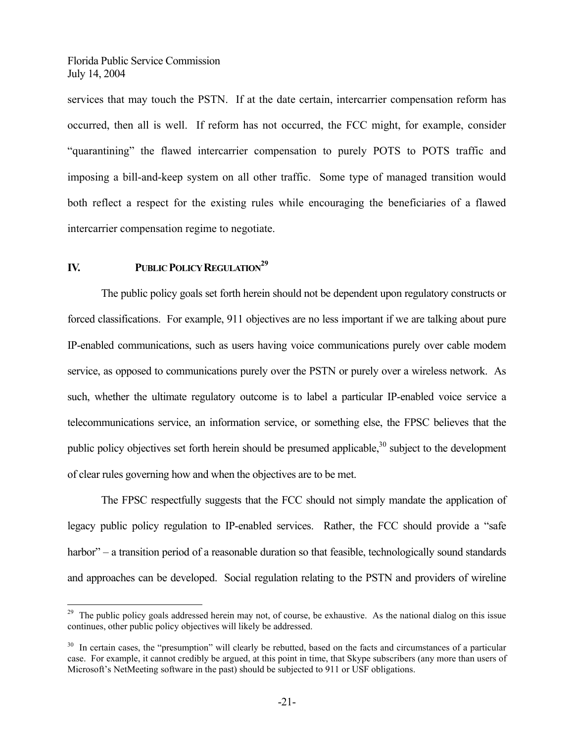services that may touch the PSTN. If at the date certain, intercarrier compensation reform has occurred, then all is well. If reform has not occurred, the FCC might, for example, consider "quarantining" the flawed intercarrier compensation to purely POTS to POTS traffic and imposing a bill-and-keep system on all other traffic. Some type of managed transition would both reflect a respect for the existing rules while encouraging the beneficiaries of a flawed intercarrier compensation regime to negotiate.

## IV. PUBLIC POLICY REGULATION[29]

The public policy goals set forth herein should not be dependent upon regulatory constructs or forced classifications. For example, 911 objectives are no less important if we are talking about pure IP-enabled communications, such as users having voice communications purely over cable modem service, as opposed to communications purely over the PSTN or purely over a wireless network. As such, whether the ultimate regulatory outcome is to label a particular IP-enabled voice service a telecommunications service, an information service, or something else, the FPSC believes that the public policy objectives set forth herein should be presumed applicable,[30] subject to the development of clear rules governing how and when the objectives are to be met.

The FPSC respectfully suggests that the FCC should not simply mandate the application of legacy public policy regulation to IP-enabled services. Rather, the FCC should provide a "safe harbor" – a transition period of a reasonable duration so that feasible, technologically sound standards and approaches can be developed. Social regulation relating to the PSTN and providers of wireline

---

[29] The public policy goals addressed herein may not, of course, be exhaustive. As the national dialog on this issue continues, other public policy objectives will likely be addressed.

[30] In certain cases, the "presumption" will clearly be rebutted, based on the facts and circumstances of a particular case. For example, it cannot credibly be argued, at this point in time, that Skype subscribers (any more than users of Microsoft's NetMeeting software in the past) should be subjected to 911 or USF obligations.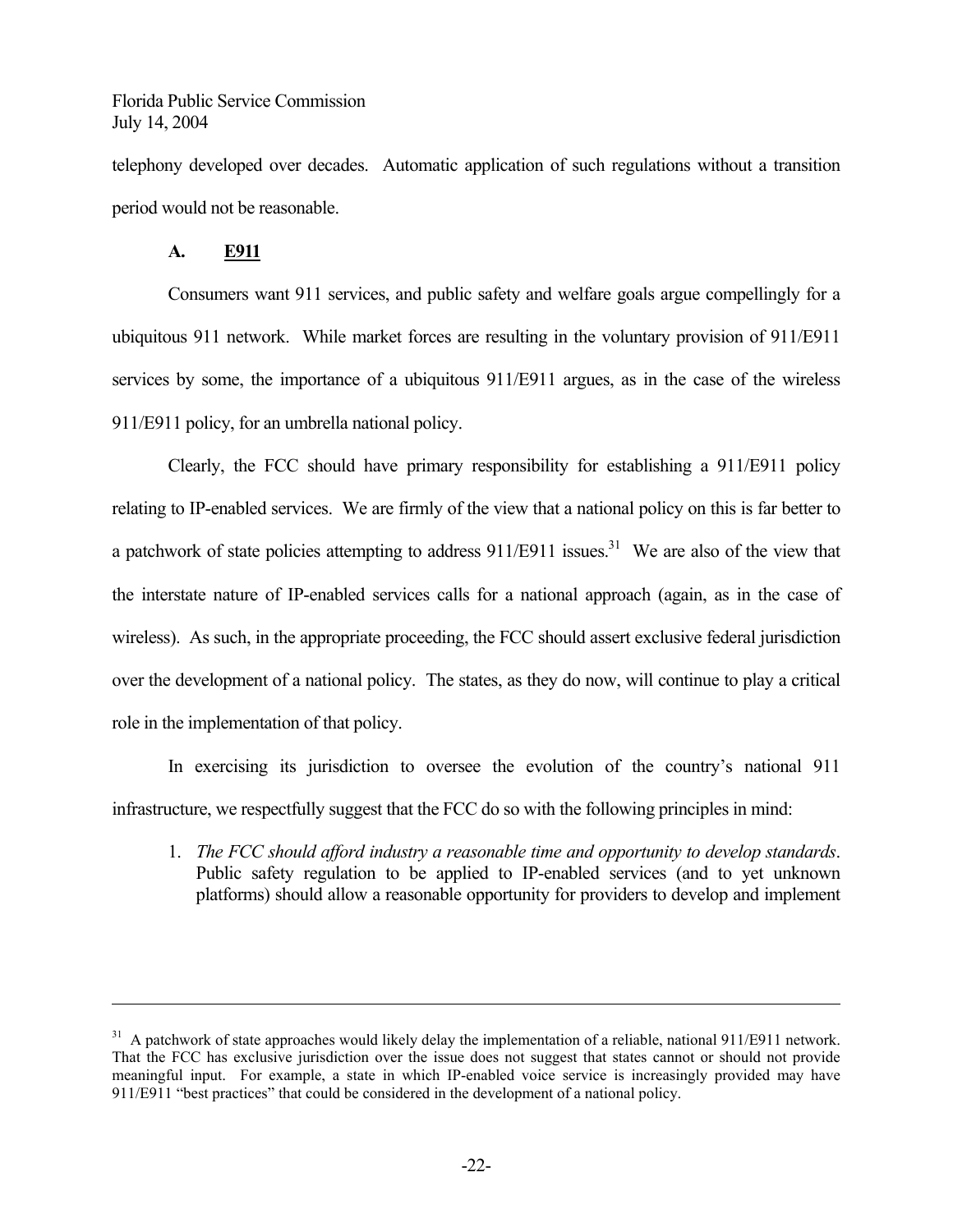telephony developed over decades. Automatic application of such regulations without a transition period would not be reasonable.

### A. E911

Consumers want 911 services, and public safety and welfare goals argue compellingly for a ubiquitous 911 network. While market forces are resulting in the voluntary provision of 911/E911 services by some, the importance of a ubiquitous 911/E911 argues, as in the case of the wireless 911/E911 policy, for an umbrella national policy.

Clearly, the FCC should have primary responsibility for establishing a 911/E911 policy relating to IP-enabled services. We are firmly of the view that a national policy on this is far better to a patchwork of state policies attempting to address 911/E911 issues.[31] We are also of the view that the interstate nature of IP-enabled services calls for a national approach (again, as in the case of wireless). As such, in the appropriate proceeding, the FCC should assert exclusive federal jurisdiction over the development of a national policy. The states, as they do now, will continue to play a critical role in the implementation of that policy.

In exercising its jurisdiction to oversee the evolution of the country's national 911 infrastructure, we respectfully suggest that the FCC do so with the following principles in mind:

1. *The FCC should afford industry a reasonable time and opportunity to develop standards*. Public safety regulation to be applied to IP-enabled services (and to yet unknown platforms) should allow a reasonable opportunity for providers to develop and implement

---

[31] A patchwork of state approaches would likely delay the implementation of a reliable, national 911/E911 network. That the FCC has exclusive jurisdiction over the issue does not suggest that states cannot or should not provide meaningful input. For example, a state in which IP-enabled voice service is increasingly provided may have 911/E911 "best practices" that could be considered in the development of a national policy.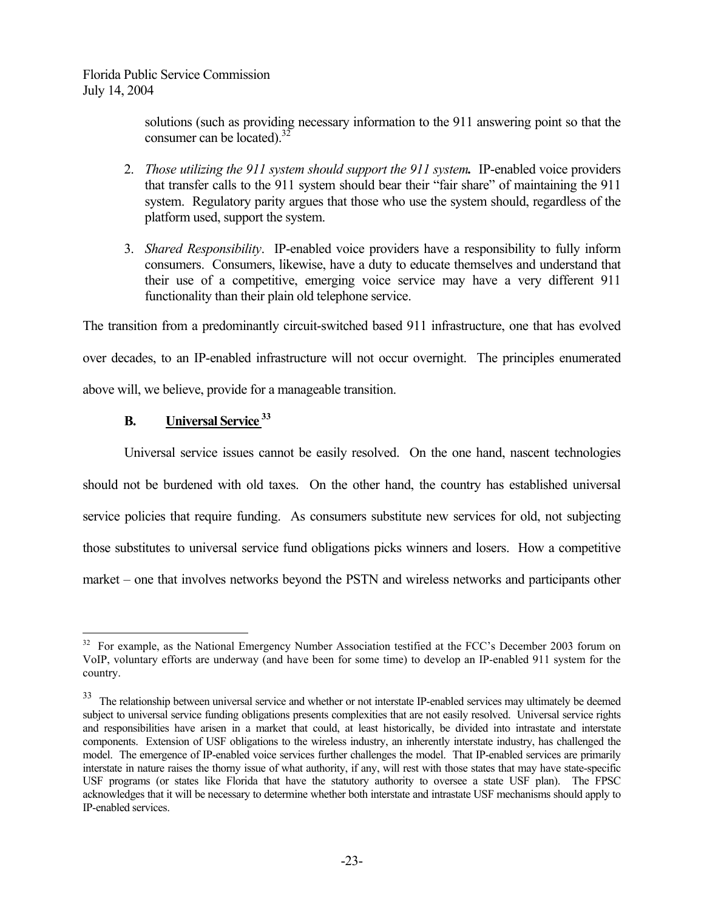solutions (such as providing necessary information to the 911 answering point so that the consumer can be located).[32]

2. *Those utilizing the 911 system should support the 911 system.* IP-enabled voice providers that transfer calls to the 911 system should bear their "fair share" of maintaining the 911 system. Regulatory parity argues that those who use the system should, regardless of the platform used, support the system.

3. *Shared Responsibility*. IP-enabled voice providers have a responsibility to fully inform consumers. Consumers, likewise, have a duty to educate themselves and understand that their use of a competitive, emerging voice service may have a very different 911 functionality than their plain old telephone service.

The transition from a predominantly circuit-switched based 911 infrastructure, one that has evolved over decades, to an IP-enabled infrastructure will not occur overnight. The principles enumerated above will, we believe, provide for a manageable transition.

## B. Universal Service [33]

Universal service issues cannot be easily resolved. On the one hand, nascent technologies should not be burdened with old taxes. On the other hand, the country has established universal service policies that require funding. As consumers substitute new services for old, not subjecting those substitutes to universal service fund obligations picks winners and losers. How a competitive market – one that involves networks beyond the PSTN and wireless networks and participants other

---

[32] For example, as the National Emergency Number Association testified at the FCC's December 2003 forum on VoIP, voluntary efforts are underway (and have been for some time) to develop an IP-enabled 911 system for the country.

[33] The relationship between universal service and whether or not interstate IP-enabled services may ultimately be deemed subject to universal service funding obligations presents complexities that are not easily resolved. Universal service rights and responsibilities have arisen in a market that could, at least historically, be divided into intrastate and interstate components. Extension of USF obligations to the wireless industry, an inherently interstate industry, has challenged the model. The emergence of IP-enabled voice services further challenges the model. That IP-enabled services are primarily interstate in nature raises the thorny issue of what authority, if any, will rest with those states that may have state-specific USF programs (or states like Florida that have the statutory authority to oversee a state USF plan). The FPSC acknowledges that it will be necessary to determine whether both interstate and intrastate USF mechanisms should apply to IP-enabled services.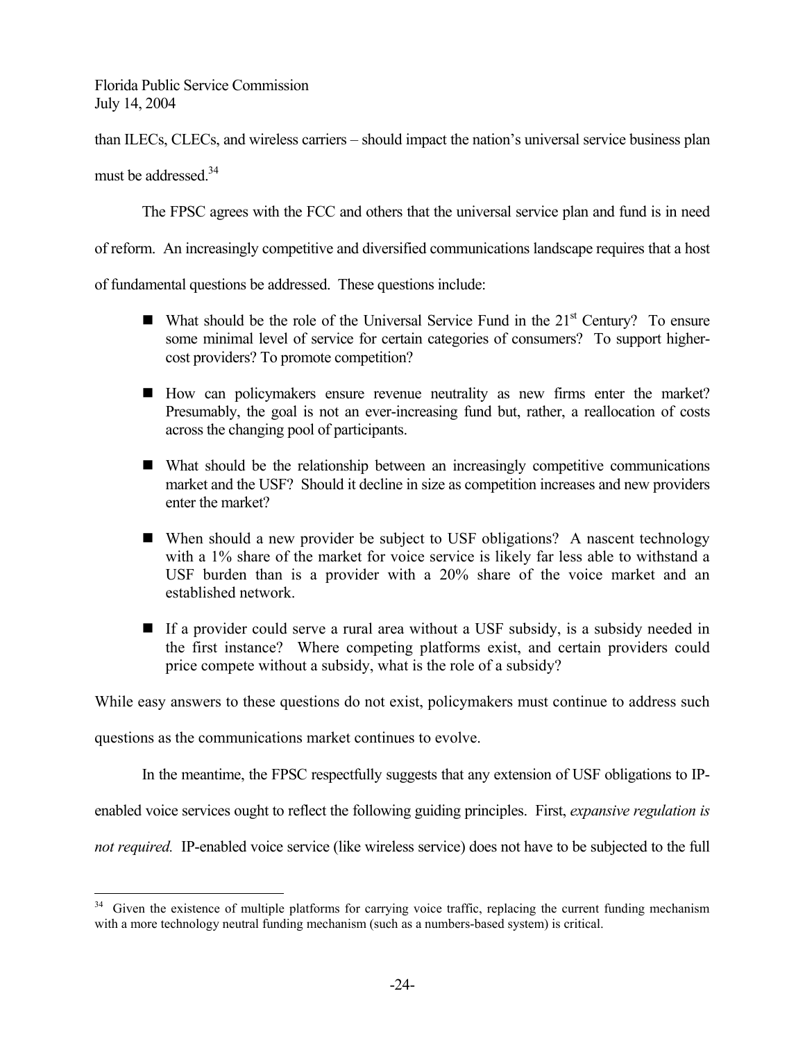than ILECs, CLECs, and wireless carriers – should impact the nation's universal service business plan must be addressed.[34]

The FPSC agrees with the FCC and others that the universal service plan and fund is in need of reform. An increasingly competitive and diversified communications landscape requires that a host of fundamental questions be addressed. These questions include:

- What should be the role of the Universal Service Fund in the 21st Century? To ensure some minimal level of service for certain categories of consumers? To support higher-cost providers? To promote competition?

- How can policymakers ensure revenue neutrality as new firms enter the market? Presumably, the goal is not an ever-increasing fund but, rather, a reallocation of costs across the changing pool of participants.

- What should be the relationship between an increasingly competitive communications market and the USF? Should it decline in size as competition increases and new providers enter the market?

- When should a new provider be subject to USF obligations? A nascent technology with a 1% share of the market for voice service is likely far less able to withstand a USF burden than is a provider with a 20% share of the voice market and an established network.

- If a provider could serve a rural area without a USF subsidy, is a subsidy needed in the first instance? Where competing platforms exist, and certain providers could price compete without a subsidy, what is the role of a subsidy?

While easy answers to these questions do not exist, policymakers must continue to address such questions as the communications market continues to evolve.

In the meantime, the FPSC respectfully suggests that any extension of USF obligations to IP-enabled voice services ought to reflect the following guiding principles. First, *expansive regulation is not required.* IP-enabled voice service (like wireless service) does not have to be subjected to the full

---

[34] Given the existence of multiple platforms for carrying voice traffic, replacing the current funding mechanism with a more technology neutral funding mechanism (such as a numbers-based system) is critical.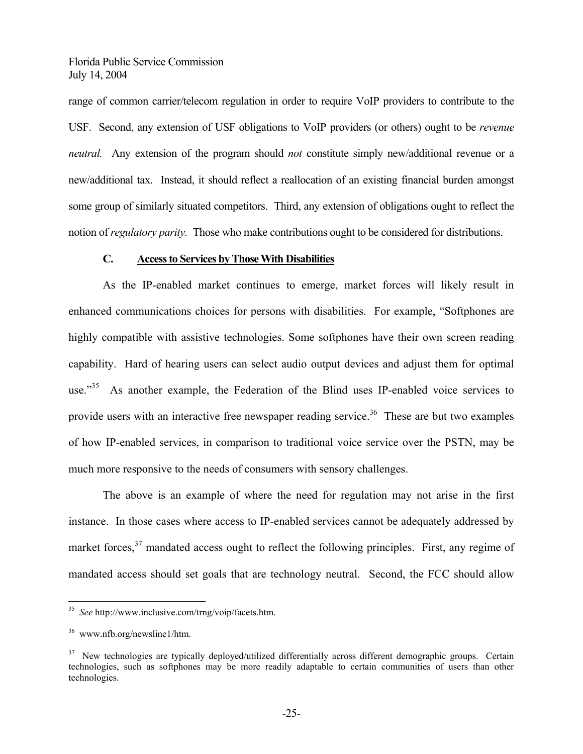range of common carrier/telecom regulation in order to require VoIP providers to contribute to the USF. Second, any extension of USF obligations to VoIP providers (or others) ought to be *revenue neutral.* Any extension of the program should *not* constitute simply new/additional revenue or a new/additional tax. Instead, it should reflect a reallocation of an existing financial burden amongst some group of similarly situated competitors. Third, any extension of obligations ought to reflect the notion of *regulatory parity.* Those who make contributions ought to be considered for distributions.

### C. <u>Access to Services by Those With Disabilities</u>

As the IP-enabled market continues to emerge, market forces will likely result in enhanced communications choices for persons with disabilities. For example, "Softphones are highly compatible with assistive technologies. Some softphones have their own screen reading capability. Hard of hearing users can select audio output devices and adjust them for optimal use."[35] As another example, the Federation of the Blind uses IP-enabled voice services to provide users with an interactive free newspaper reading service.[36] These are but two examples of how IP-enabled services, in comparison to traditional voice service over the PSTN, may be much more responsive to the needs of consumers with sensory challenges.

The above is an example of where the need for regulation may not arise in the first instance. In those cases where access to IP-enabled services cannot be adequately addressed by market forces,[37] mandated access ought to reflect the following principles. First, any regime of mandated access should set goals that are technology neutral. Second, the FCC should allow

---

[35] *See* http://www.inclusive.com/trng/voip/facets.htm.

[36] www.nfb.org/newsline1/htm.

[37] New technologies are typically deployed/utilized differentially across different demographic groups. Certain technologies, such as softphones may be more readily adaptable to certain communities of users than other technologies.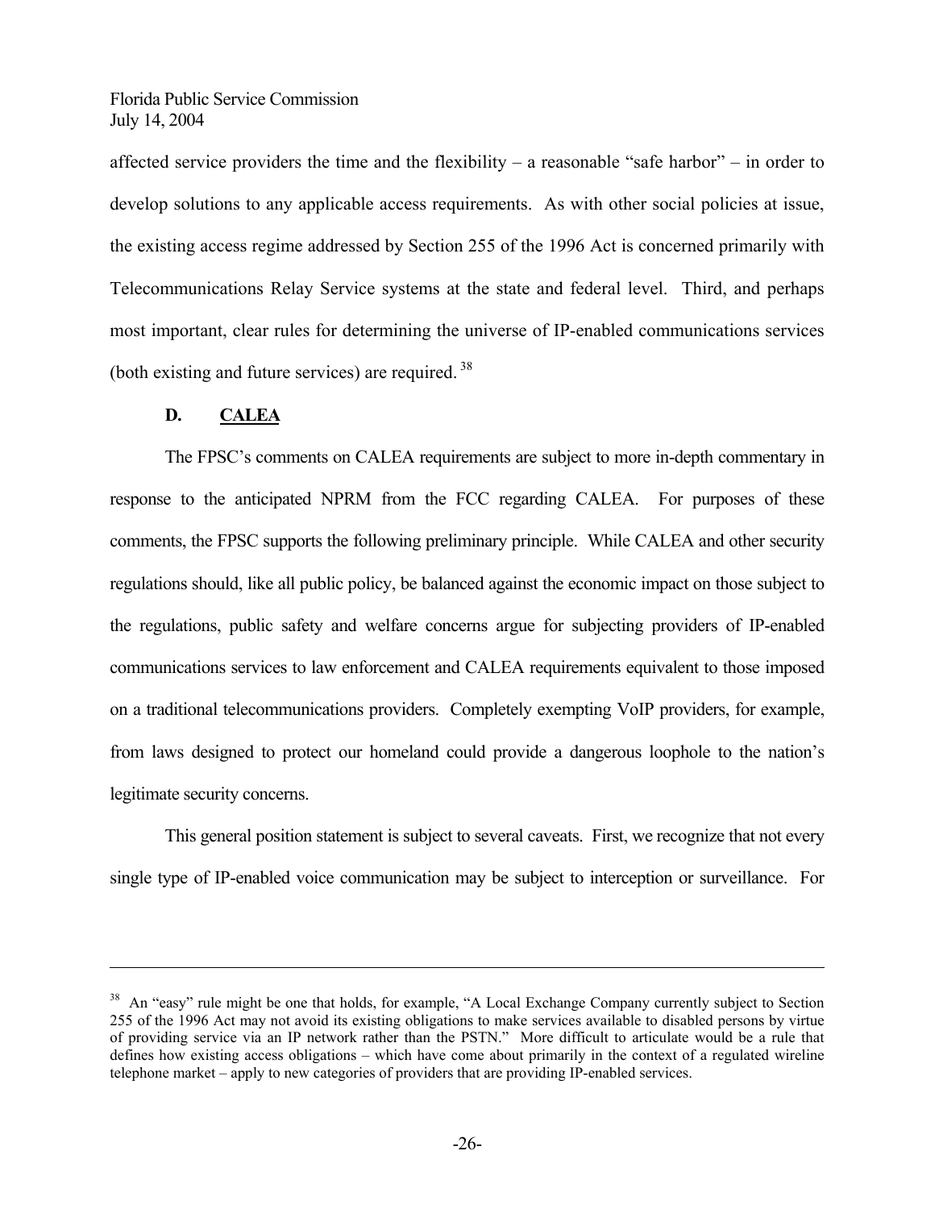affected service providers the time and the flexibility – a reasonable "safe harbor" – in order to develop solutions to any applicable access requirements. As with other social policies at issue, the existing access regime addressed by Section 255 of the 1996 Act is concerned primarily with Telecommunications Relay Service systems at the state and federal level. Third, and perhaps most important, clear rules for determining the universe of IP-enabled communications services (both existing and future services) are required.[38]

### D. CALEA

The FPSC's comments on CALEA requirements are subject to more in-depth commentary in response to the anticipated NPRM from the FCC regarding CALEA. For purposes of these comments, the FPSC supports the following preliminary principle. While CALEA and other security regulations should, like all public policy, be balanced against the economic impact on those subject to the regulations, public safety and welfare concerns argue for subjecting providers of IP-enabled communications services to law enforcement and CALEA requirements equivalent to those imposed on a traditional telecommunications providers. Completely exempting VoIP providers, for example, from laws designed to protect our homeland could provide a dangerous loophole to the nation's legitimate security concerns.

This general position statement is subject to several caveats. First, we recognize that not every single type of IP-enabled voice communication may be subject to interception or surveillance. For

---

[38] An "easy" rule might be one that holds, for example, "A Local Exchange Company currently subject to Section 255 of the 1996 Act may not avoid its existing obligations to make services available to disabled persons by virtue of providing service via an IP network rather than the PSTN." More difficult to articulate would be a rule that defines how existing access obligations – which have come about primarily in the context of a regulated wireline telephone market – apply to new categories of providers that are providing IP-enabled services.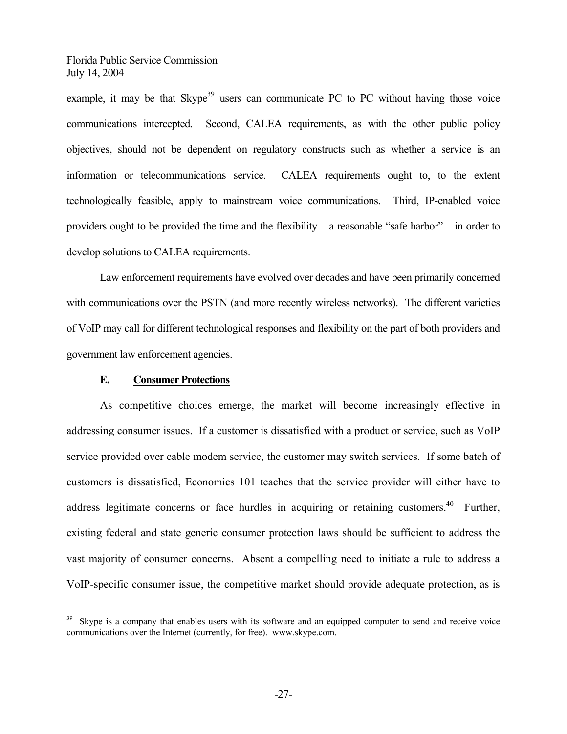example, it may be that Skype[39] users can communicate PC to PC without having those voice communications intercepted. Second, CALEA requirements, as with the other public policy objectives, should not be dependent on regulatory constructs such as whether a service is an information or telecommunications service. CALEA requirements ought to, to the extent technologically feasible, apply to mainstream voice communications. Third, IP-enabled voice providers ought to be provided the time and the flexibility – a reasonable "safe harbor" – in order to develop solutions to CALEA requirements.

Law enforcement requirements have evolved over decades and have been primarily concerned with communications over the PSTN (and more recently wireless networks). The different varieties of VoIP may call for different technological responses and flexibility on the part of both providers and government law enforcement agencies.

### E. Consumer Protections

As competitive choices emerge, the market will become increasingly effective in addressing consumer issues. If a customer is dissatisfied with a product or service, such as VoIP service provided over cable modem service, the customer may switch services. If some batch of customers is dissatisfied, Economics 101 teaches that the service provider will either have to address legitimate concerns or face hurdles in acquiring or retaining customers.[40] Further, existing federal and state generic consumer protection laws should be sufficient to address the vast majority of consumer concerns. Absent a compelling need to initiate a rule to address a VoIP-specific consumer issue, the competitive market should provide adequate protection, as is

---

[39] Skype is a company that enables users with its software and an equipped computer to send and receive voice communications over the Internet (currently, for free). www.skype.com.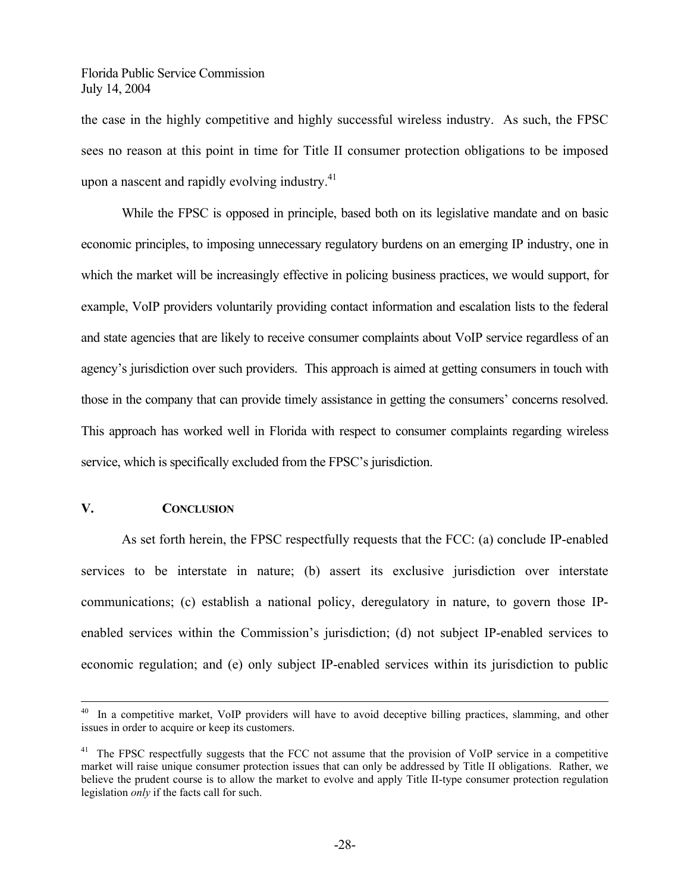the case in the highly competitive and highly successful wireless industry. As such, the FPSC sees no reason at this point in time for Title II consumer protection obligations to be imposed upon a nascent and rapidly evolving industry.[41]

While the FPSC is opposed in principle, based both on its legislative mandate and on basic economic principles, to imposing unnecessary regulatory burdens on an emerging IP industry, one in which the market will be increasingly effective in policing business practices, we would support, for example, VoIP providers voluntarily providing contact information and escalation lists to the federal and state agencies that are likely to receive consumer complaints about VoIP service regardless of an agency's jurisdiction over such providers. This approach is aimed at getting consumers in touch with those in the company that can provide timely assistance in getting the consumers' concerns resolved. This approach has worked well in Florida with respect to consumer complaints regarding wireless service, which is specifically excluded from the FPSC's jurisdiction.

## V. CONCLUSION

As set forth herein, the FPSC respectfully requests that the FCC: (a) conclude IP-enabled services to be interstate in nature; (b) assert its exclusive jurisdiction over interstate communications; (c) establish a national policy, deregulatory in nature, to govern those IP-enabled services within the Commission's jurisdiction; (d) not subject IP-enabled services to economic regulation; and (e) only subject IP-enabled services within its jurisdiction to public

---

[40] In a competitive market, VoIP providers will have to avoid deceptive billing practices, slamming, and other issues in order to acquire or keep its customers.

[41] The FPSC respectfully suggests that the FCC not assume that the provision of VoIP service in a competitive market will raise unique consumer protection issues that can only be addressed by Title II obligations. Rather, we believe the prudent course is to allow the market to evolve and apply Title II-type consumer protection regulation legislation *only* if the facts call for such.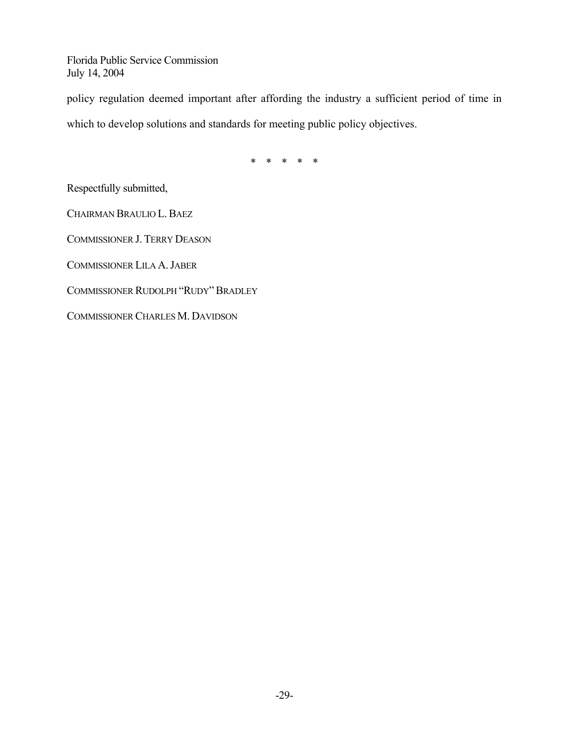policy regulation deemed important after affording the industry a sufficient period of time in which to develop solutions and standards for meeting public policy objectives.

\* \* \* \* \*

Respectfully submitted,

CHAIRMAN BRAULIO L. BAEZ

COMMISSIONER J. TERRY DEASON

COMMISSIONER LILA A. JABER

COMMISSIONER RUDOLPH "RUDY" BRADLEY

COMMISSIONER CHARLES M. DAVIDSON